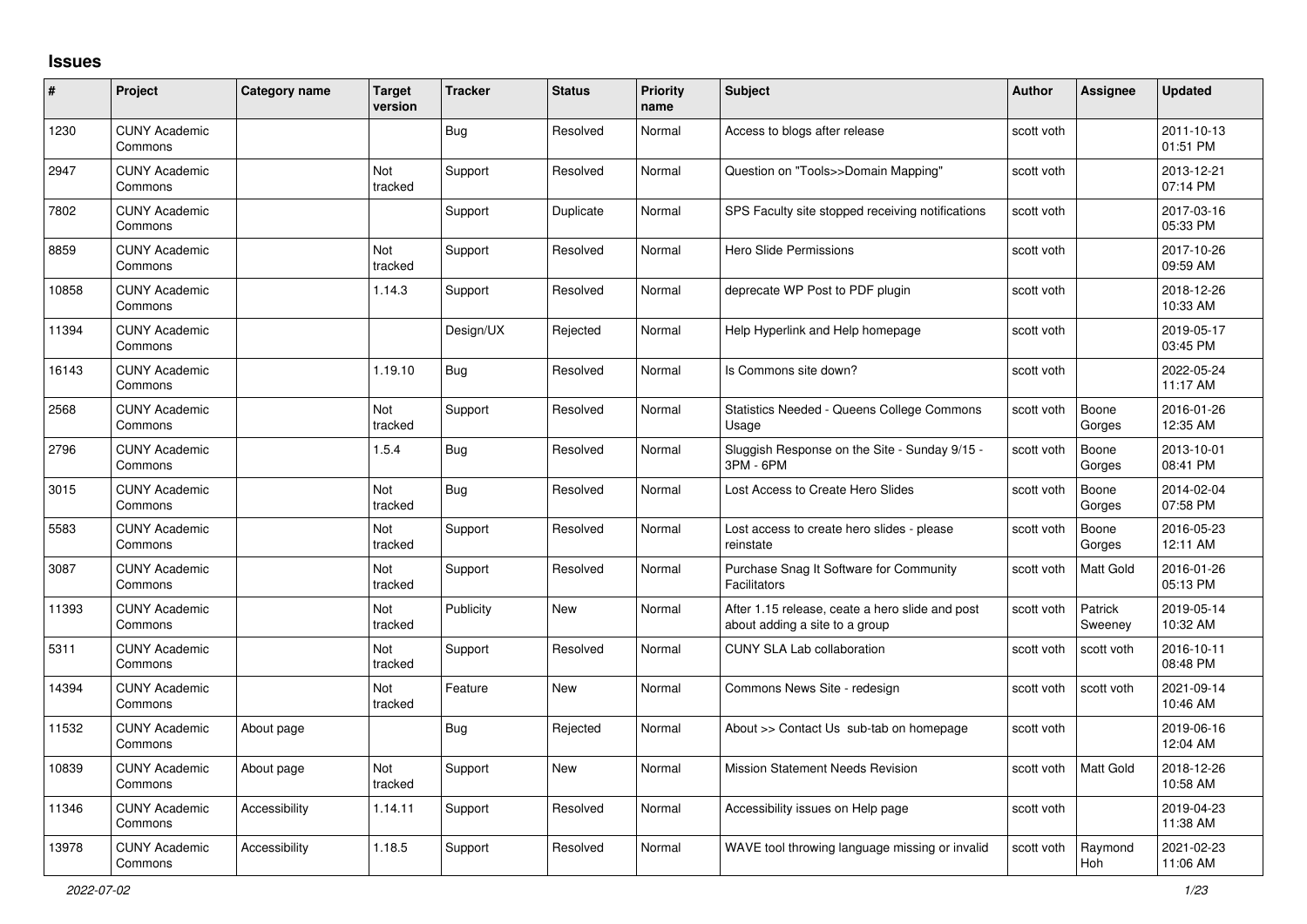## Issues

| # | Project | Category name | Target version | Tracker | Status | Priority name | Subject | Author | Assignee | Updated |
|---|---|---|---|---|---|---|---|---|---|---|
| 1230 | CUNY Academic Commons | | | Bug | Resolved | Normal | Access to blogs after release | scott voth | | 2011-10-13 01:51 PM |
| 2947 | CUNY Academic Commons | | Not tracked | Support | Resolved | Normal | Question on "Tools>>Domain Mapping" | scott voth | | 2013-12-21 07:14 PM |
| 7802 | CUNY Academic Commons | | | Support | Duplicate | Normal | SPS Faculty site stopped receiving notifications | scott voth | | 2017-03-16 05:33 PM |
| 8859 | CUNY Academic Commons | | Not tracked | Support | Resolved | Normal | Hero Slide Permissions | scott voth | | 2017-10-26 09:59 AM |
| 10858 | CUNY Academic Commons | | 1.14.3 | Support | Resolved | Normal | deprecate WP Post to PDF plugin | scott voth | | 2018-12-26 10:33 AM |
| 11394 | CUNY Academic Commons | | | Design/UX | Rejected | Normal | Help Hyperlink and Help homepage | scott voth | | 2019-05-17 03:45 PM |
| 16143 | CUNY Academic Commons | | 1.19.10 | Bug | Resolved | Normal | Is Commons site down? | scott voth | | 2022-05-24 11:17 AM |
| 2568 | CUNY Academic Commons | | Not tracked | Support | Resolved | Normal | Statistics Needed - Queens College Commons Usage | scott voth | Boone Gorges | 2016-01-26 12:35 AM |
| 2796 | CUNY Academic Commons | | 1.5.4 | Bug | Resolved | Normal | Sluggish Response on the Site - Sunday 9/15 - 3PM - 6PM | scott voth | Boone Gorges | 2013-10-01 08:41 PM |
| 3015 | CUNY Academic Commons | | Not tracked | Bug | Resolved | Normal | Lost Access to Create Hero Slides | scott voth | Boone Gorges | 2014-02-04 07:58 PM |
| 5583 | CUNY Academic Commons | | Not tracked | Support | Resolved | Normal | Lost access to create hero slides - please reinstate | scott voth | Boone Gorges | 2016-05-23 12:11 AM |
| 3087 | CUNY Academic Commons | | Not tracked | Support | Resolved | Normal | Purchase Snag It Software for Community Facilitators | scott voth | Matt Gold | 2016-01-26 05:13 PM |
| 11393 | CUNY Academic Commons | | Not tracked | Publicity | New | Normal | After 1.15 release, ceate a hero slide and post about adding a site to a group | scott voth | Patrick Sweeney | 2019-05-14 10:32 AM |
| 5311 | CUNY Academic Commons | | Not tracked | Support | Resolved | Normal | CUNY SLA Lab collaboration | scott voth | scott voth | 2016-10-11 08:48 PM |
| 14394 | CUNY Academic Commons | | Not tracked | Feature | New | Normal | Commons News Site - redesign | scott voth | scott voth | 2021-09-14 10:46 AM |
| 11532 | CUNY Academic Commons | About page | | Bug | Rejected | Normal | About >> Contact Us sub-tab on homepage | scott voth | | 2019-06-16 12:04 AM |
| 10839 | CUNY Academic Commons | About page | Not tracked | Support | New | Normal | Mission Statement Needs Revision | scott voth | Matt Gold | 2018-12-26 10:58 AM |
| 11346 | CUNY Academic Commons | Accessibility | 1.14.11 | Support | Resolved | Normal | Accessibility issues on Help page | scott voth | | 2019-04-23 11:38 AM |
| 13978 | CUNY Academic Commons | Accessibility | 1.18.5 | Support | Resolved | Normal | WAVE tool throwing language missing or invalid | scott voth | Raymond Hoh | 2021-02-23 11:06 AM |

*2022-07-02*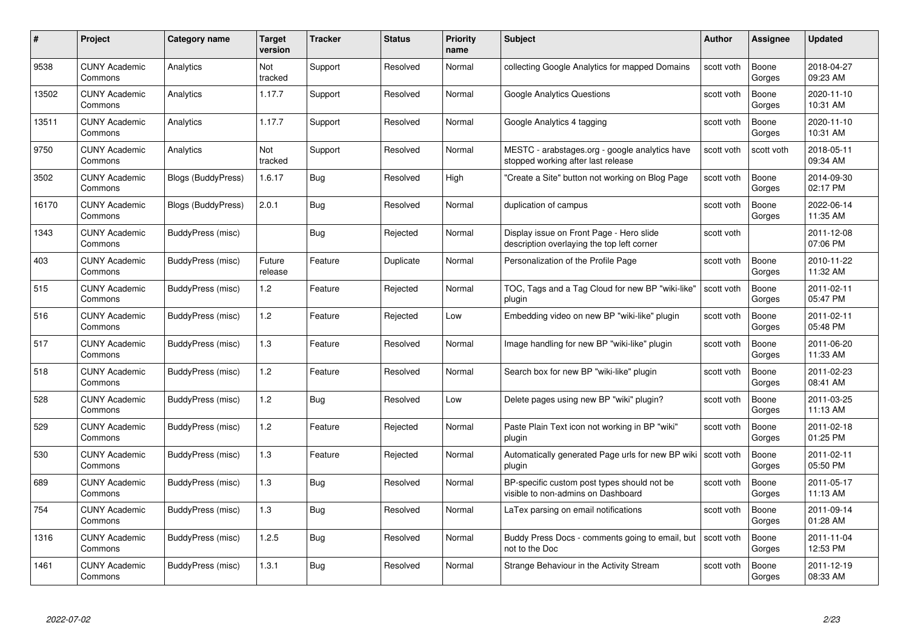| # | Project | Category name | Target version | Tracker | Status | Priority name | Subject | Author | Assignee | Updated |
|---|---|---|---|---|---|---|---|---|---|---|
| 9538 | CUNY Academic Commons | Analytics | Not tracked | Support | Resolved | Normal | collecting Google Analytics for mapped Domains | scott voth | Boone Gorges | 2018-04-27 09:23 AM |
| 13502 | CUNY Academic Commons | Analytics | 1.17.7 | Support | Resolved | Normal | Google Analytics Questions | scott voth | Boone Gorges | 2020-11-10 10:31 AM |
| 13511 | CUNY Academic Commons | Analytics | 1.17.7 | Support | Resolved | Normal | Google Analytics 4 tagging | scott voth | Boone Gorges | 2020-11-10 10:31 AM |
| 9750 | CUNY Academic Commons | Analytics | Not tracked | Support | Resolved | Normal | MESTC - arabstages.org - google analytics have stopped working after last release | scott voth | scott voth | 2018-05-11 09:34 AM |
| 3502 | CUNY Academic Commons | Blogs (BuddyPress) | 1.6.17 | Bug | Resolved | High | "Create a Site" button not working on Blog Page | scott voth | Boone Gorges | 2014-09-30 02:17 PM |
| 16170 | CUNY Academic Commons | Blogs (BuddyPress) | 2.0.1 | Bug | Resolved | Normal | duplication of campus | scott voth | Boone Gorges | 2022-06-14 11:35 AM |
| 1343 | CUNY Academic Commons | BuddyPress (misc) | | Bug | Rejected | Normal | Display issue on Front Page - Hero slide description overlaying the top left corner | scott voth | | 2011-12-08 07:06 PM |
| 403 | CUNY Academic Commons | BuddyPress (misc) | Future release | Feature | Duplicate | Normal | Personalization of the Profile Page | scott voth | Boone Gorges | 2010-11-22 11:32 AM |
| 515 | CUNY Academic Commons | BuddyPress (misc) | 1.2 | Feature | Rejected | Normal | TOC, Tags and a Tag Cloud for new BP "wiki-like" plugin | scott voth | Boone Gorges | 2011-02-11 05:47 PM |
| 516 | CUNY Academic Commons | BuddyPress (misc) | 1.2 | Feature | Rejected | Low | Embedding video on new BP "wiki-like" plugin | scott voth | Boone Gorges | 2011-02-11 05:48 PM |
| 517 | CUNY Academic Commons | BuddyPress (misc) | 1.3 | Feature | Resolved | Normal | Image handling for new BP "wiki-like" plugin | scott voth | Boone Gorges | 2011-06-20 11:33 AM |
| 518 | CUNY Academic Commons | BuddyPress (misc) | 1.2 | Feature | Resolved | Normal | Search box for new BP "wiki-like" plugin | scott voth | Boone Gorges | 2011-02-23 08:41 AM |
| 528 | CUNY Academic Commons | BuddyPress (misc) | 1.2 | Bug | Resolved | Low | Delete pages using new BP "wiki" plugin? | scott voth | Boone Gorges | 2011-03-25 11:13 AM |
| 529 | CUNY Academic Commons | BuddyPress (misc) | 1.2 | Feature | Rejected | Normal | Paste Plain Text icon not working in BP "wiki" plugin | scott voth | Boone Gorges | 2011-02-18 01:25 PM |
| 530 | CUNY Academic Commons | BuddyPress (misc) | 1.3 | Feature | Rejected | Normal | Automatically generated Page urls for new BP wiki plugin | scott voth | Boone Gorges | 2011-02-11 05:50 PM |
| 689 | CUNY Academic Commons | BuddyPress (misc) | 1.3 | Bug | Resolved | Normal | BP-specific custom post types should not be visible to non-admins on Dashboard | scott voth | Boone Gorges | 2011-05-17 11:13 AM |
| 754 | CUNY Academic Commons | BuddyPress (misc) | 1.3 | Bug | Resolved | Normal | LaTex parsing on email notifications | scott voth | Boone Gorges | 2011-09-14 01:28 AM |
| 1316 | CUNY Academic Commons | BuddyPress (misc) | 1.2.5 | Bug | Resolved | Normal | Buddy Press Docs - comments going to email, but not to the Doc | scott voth | Boone Gorges | 2011-11-04 12:53 PM |
| 1461 | CUNY Academic Commons | BuddyPress (misc) | 1.3.1 | Bug | Resolved | Normal | Strange Behaviour in the Activity Stream | scott voth | Boone Gorges | 2011-12-19 08:33 AM |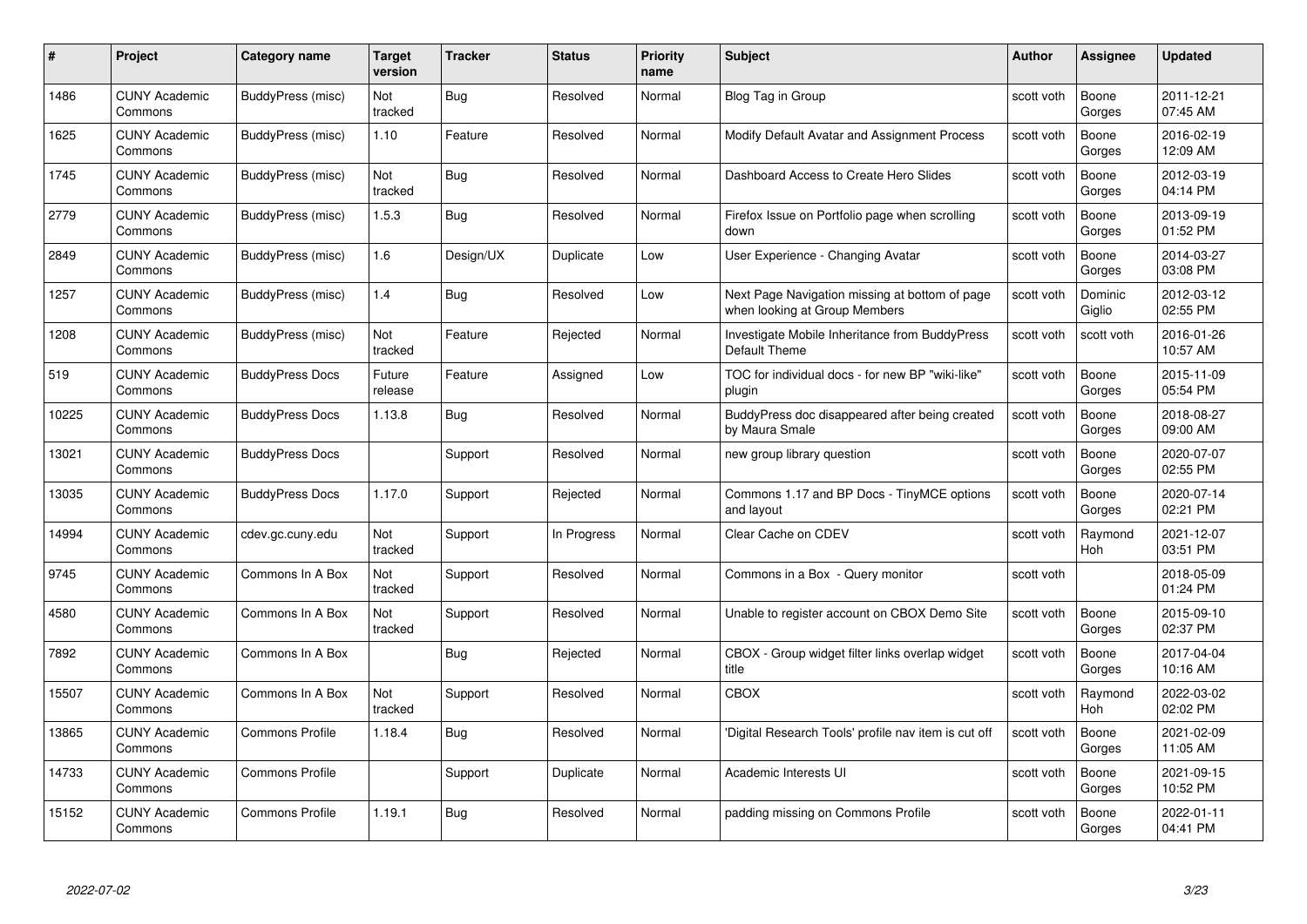| # | Project | Category name | Target version | Tracker | Status | Priority name | Subject | Author | Assignee | Updated |
|---|---|---|---|---|---|---|---|---|---|---|
| 1486 | CUNY Academic Commons | BuddyPress (misc) | Not tracked | Bug | Resolved | Normal | Blog Tag in Group | scott voth | Boone Gorges | 2011-12-21 07:45 AM |
| 1625 | CUNY Academic Commons | BuddyPress (misc) | 1.10 | Feature | Resolved | Normal | Modify Default Avatar and Assignment Process | scott voth | Boone Gorges | 2016-02-19 12:09 AM |
| 1745 | CUNY Academic Commons | BuddyPress (misc) | Not tracked | Bug | Resolved | Normal | Dashboard Access to Create Hero Slides | scott voth | Boone Gorges | 2012-03-19 04:14 PM |
| 2779 | CUNY Academic Commons | BuddyPress (misc) | 1.5.3 | Bug | Resolved | Normal | Firefox Issue on Portfolio page when scrolling down | scott voth | Boone Gorges | 2013-09-19 01:52 PM |
| 2849 | CUNY Academic Commons | BuddyPress (misc) | 1.6 | Design/UX | Duplicate | Low | User Experience - Changing Avatar | scott voth | Boone Gorges | 2014-03-27 03:08 PM |
| 1257 | CUNY Academic Commons | BuddyPress (misc) | 1.4 | Bug | Resolved | Low | Next Page Navigation missing at bottom of page when looking at Group Members | scott voth | Dominic Giglio | 2012-03-12 02:55 PM |
| 1208 | CUNY Academic Commons | BuddyPress (misc) | Not tracked | Feature | Rejected | Normal | Investigate Mobile Inheritance from BuddyPress Default Theme | scott voth | scott voth | 2016-01-26 10:57 AM |
| 519 | CUNY Academic Commons | BuddyPress Docs | Future release | Feature | Assigned | Low | TOC for individual docs - for new BP "wiki-like" plugin | scott voth | Boone Gorges | 2015-11-09 05:54 PM |
| 10225 | CUNY Academic Commons | BuddyPress Docs | 1.13.8 | Bug | Resolved | Normal | BuddyPress doc disappeared after being created by Maura Smale | scott voth | Boone Gorges | 2018-08-27 09:00 AM |
| 13021 | CUNY Academic Commons | BuddyPress Docs | | Support | Resolved | Normal | new group library question | scott voth | Boone Gorges | 2020-07-07 02:55 PM |
| 13035 | CUNY Academic Commons | BuddyPress Docs | 1.17.0 | Support | Rejected | Normal | Commons 1.17 and BP Docs - TinyMCE options and layout | scott voth | Boone Gorges | 2020-07-14 02:21 PM |
| 14994 | CUNY Academic Commons | cdev.gc.cuny.edu | Not tracked | Support | In Progress | Normal | Clear Cache on CDEV | scott voth | Raymond Hoh | 2021-12-07 03:51 PM |
| 9745 | CUNY Academic Commons | Commons In A Box | Not tracked | Support | Resolved | Normal | Commons in a Box - Query monitor | scott voth | | 2018-05-09 01:24 PM |
| 4580 | CUNY Academic Commons | Commons In A Box | Not tracked | Support | Resolved | Normal | Unable to register account on CBOX Demo Site | scott voth | Boone Gorges | 2015-09-10 02:37 PM |
| 7892 | CUNY Academic Commons | Commons In A Box | | Bug | Rejected | Normal | CBOX - Group widget filter links overlap widget title | scott voth | Boone Gorges | 2017-04-04 10:16 AM |
| 15507 | CUNY Academic Commons | Commons In A Box | Not tracked | Support | Resolved | Normal | CBOX | scott voth | Raymond Hoh | 2022-03-02 02:02 PM |
| 13865 | CUNY Academic Commons | Commons Profile | 1.18.4 | Bug | Resolved | Normal | 'Digital Research Tools' profile nav item is cut off | scott voth | Boone Gorges | 2021-02-09 11:05 AM |
| 14733 | CUNY Academic Commons | Commons Profile | | Support | Duplicate | Normal | Academic Interests UI | scott voth | Boone Gorges | 2021-09-15 10:52 PM |
| 15152 | CUNY Academic Commons | Commons Profile | 1.19.1 | Bug | Resolved | Normal | padding missing on Commons Profile | scott voth | Boone Gorges | 2022-01-11 04:41 PM |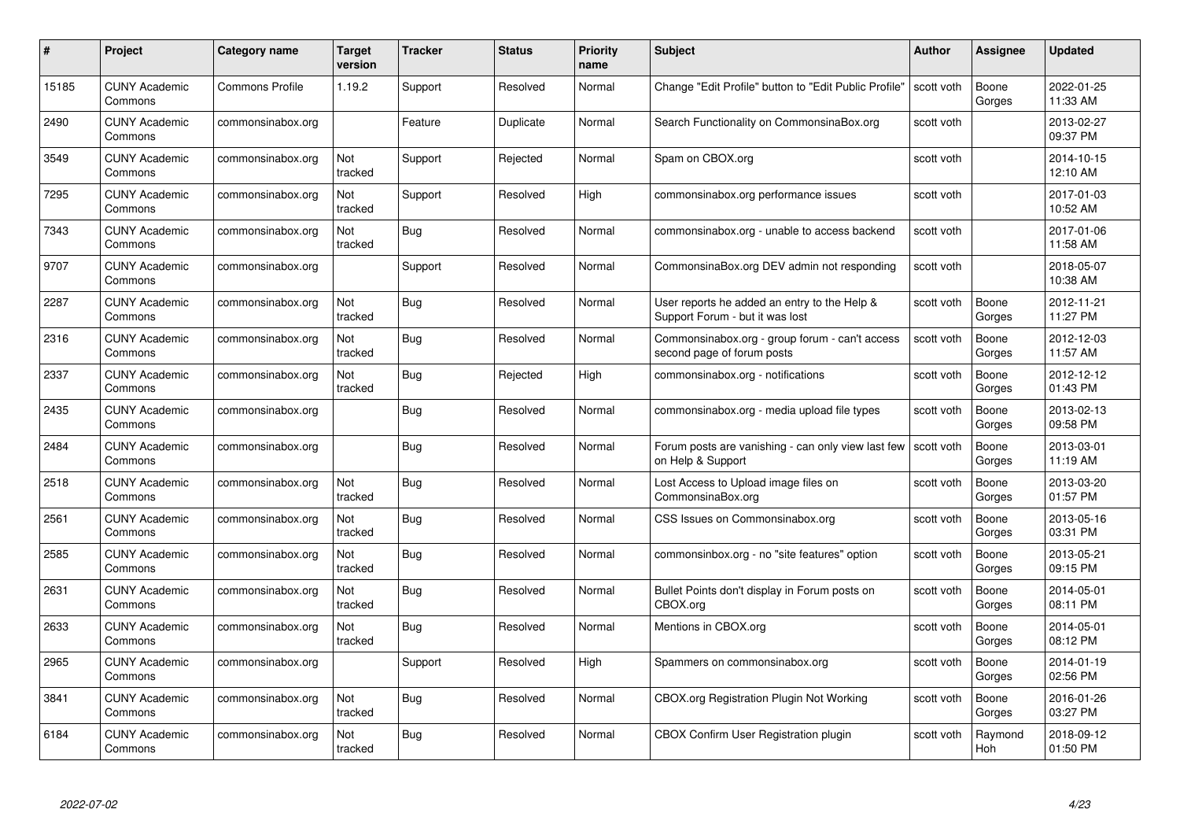| # | Project | Category name | Target version | Tracker | Status | Priority name | Subject | Author | Assignee | Updated |
|---|---|---|---|---|---|---|---|---|---|---|
| 15185 | CUNY Academic Commons | Commons Profile | 1.19.2 | Support | Resolved | Normal | Change "Edit Profile" button to "Edit Public Profile" | scott voth | Boone Gorges | 2022-01-25 11:33 AM |
| 2490 | CUNY Academic Commons | commonsinabox.org | | Feature | Duplicate | Normal | Search Functionality on CommonsinaBox.org | scott voth | | 2013-02-27 09:37 PM |
| 3549 | CUNY Academic Commons | commonsinabox.org | Not tracked | Support | Rejected | Normal | Spam on CBOX.org | scott voth | | 2014-10-15 12:10 AM |
| 7295 | CUNY Academic Commons | commonsinabox.org | Not tracked | Support | Resolved | High | commonsinabox.org performance issues | scott voth | | 2017-01-03 10:52 AM |
| 7343 | CUNY Academic Commons | commonsinabox.org | Not tracked | Bug | Resolved | Normal | commonsinabox.org - unable to access backend | scott voth | | 2017-01-06 11:58 AM |
| 9707 | CUNY Academic Commons | commonsinabox.org | | Support | Resolved | Normal | CommonsinaBox.org DEV admin not responding | scott voth | | 2018-05-07 10:38 AM |
| 2287 | CUNY Academic Commons | commonsinabox.org | Not tracked | Bug | Resolved | Normal | User reports he added an entry to the Help & Support Forum - but it was lost | scott voth | Boone Gorges | 2012-11-21 11:27 PM |
| 2316 | CUNY Academic Commons | commonsinabox.org | Not tracked | Bug | Resolved | Normal | Commonsinabox.org - group forum - can't access second page of forum posts | scott voth | Boone Gorges | 2012-12-03 11:57 AM |
| 2337 | CUNY Academic Commons | commonsinabox.org | Not tracked | Bug | Rejected | High | commonsinabox.org - notifications | scott voth | Boone Gorges | 2012-12-12 01:43 PM |
| 2435 | CUNY Academic Commons | commonsinabox.org | | Bug | Resolved | Normal | commonsinabox.org - media upload file types | scott voth | Boone Gorges | 2013-02-13 09:58 PM |
| 2484 | CUNY Academic Commons | commonsinabox.org | | Bug | Resolved | Normal | Forum posts are vanishing - can only view last few on Help & Support | scott voth | Boone Gorges | 2013-03-01 11:19 AM |
| 2518 | CUNY Academic Commons | commonsinabox.org | Not tracked | Bug | Resolved | Normal | Lost Access to Upload image files on CommonsinaBox.org | scott voth | Boone Gorges | 2013-03-20 01:57 PM |
| 2561 | CUNY Academic Commons | commonsinabox.org | Not tracked | Bug | Resolved | Normal | CSS Issues on Commonsinabox.org | scott voth | Boone Gorges | 2013-05-16 03:31 PM |
| 2585 | CUNY Academic Commons | commonsinabox.org | Not tracked | Bug | Resolved | Normal | commonsinbox.org - no "site features" option | scott voth | Boone Gorges | 2013-05-21 09:15 PM |
| 2631 | CUNY Academic Commons | commonsinabox.org | Not tracked | Bug | Resolved | Normal | Bullet Points don't display in Forum posts on CBOX.org | scott voth | Boone Gorges | 2014-05-01 08:11 PM |
| 2633 | CUNY Academic Commons | commonsinabox.org | Not tracked | Bug | Resolved | Normal | Mentions in CBOX.org | scott voth | Boone Gorges | 2014-05-01 08:12 PM |
| 2965 | CUNY Academic Commons | commonsinabox.org | | Support | Resolved | High | Spammers on commonsinabox.org | scott voth | Boone Gorges | 2014-01-19 02:56 PM |
| 3841 | CUNY Academic Commons | commonsinabox.org | Not tracked | Bug | Resolved | Normal | CBOX.org Registration Plugin Not Working | scott voth | Boone Gorges | 2016-01-26 03:27 PM |
| 6184 | CUNY Academic Commons | commonsinabox.org | Not tracked | Bug | Resolved | Normal | CBOX Confirm User Registration plugin | scott voth | Raymond Hoh | 2018-09-12 01:50 PM |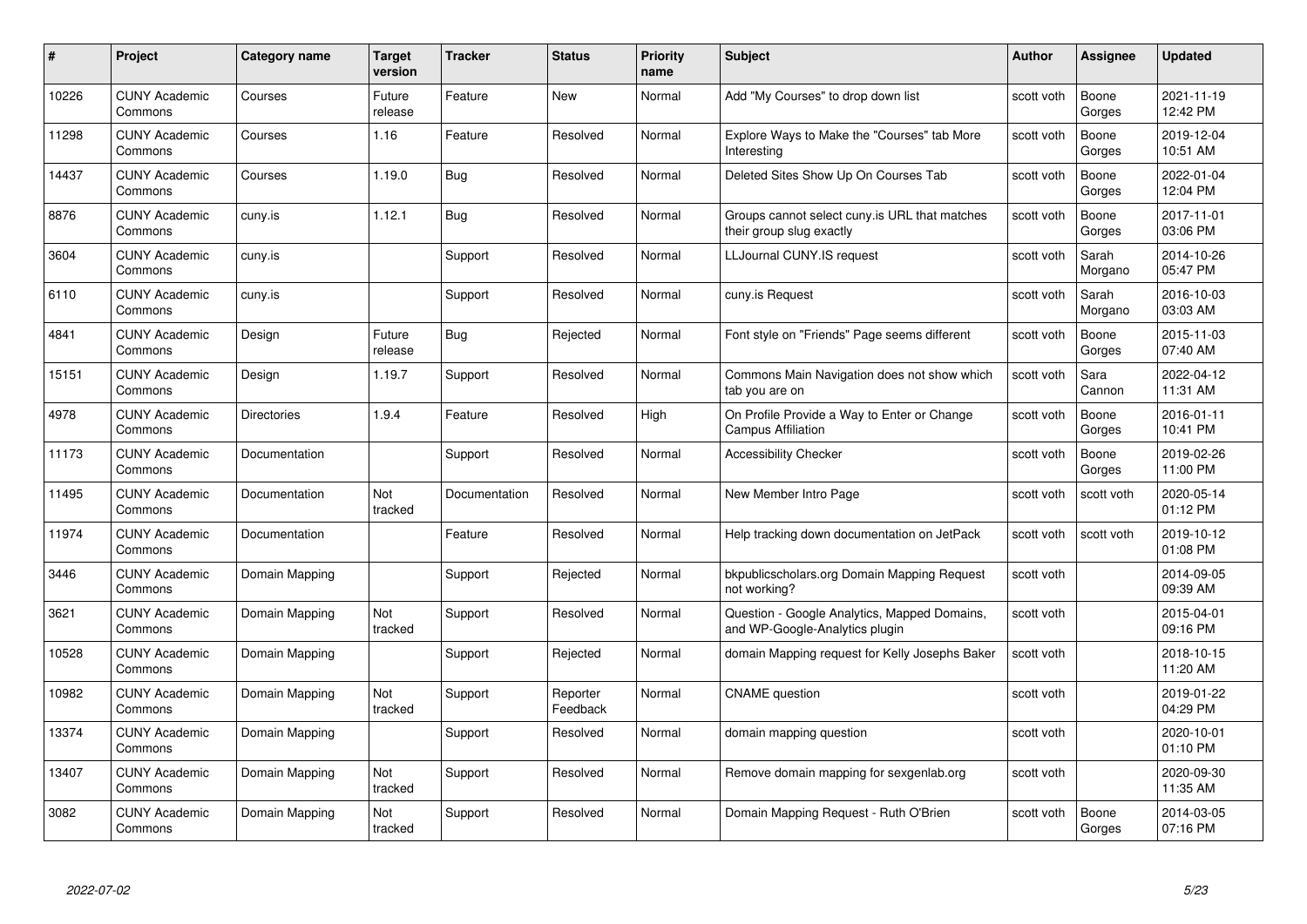| # | Project | Category name | Target version | Tracker | Status | Priority name | Subject | Author | Assignee | Updated |
|---|---|---|---|---|---|---|---|---|---|---|
| 10226 | CUNY Academic Commons | Courses | Future release | Feature | New | Normal | Add "My Courses" to drop down list | scott voth | Boone Gorges | 2021-11-19 12:42 PM |
| 11298 | CUNY Academic Commons | Courses | 1.16 | Feature | Resolved | Normal | Explore Ways to Make the "Courses" tab More Interesting | scott voth | Boone Gorges | 2019-12-04 10:51 AM |
| 14437 | CUNY Academic Commons | Courses | 1.19.0 | Bug | Resolved | Normal | Deleted Sites Show Up On Courses Tab | scott voth | Boone Gorges | 2022-01-04 12:04 PM |
| 8876 | CUNY Academic Commons | cuny.is | 1.12.1 | Bug | Resolved | Normal | Groups cannot select cuny.is URL that matches their group slug exactly | scott voth | Boone Gorges | 2017-11-01 03:06 PM |
| 3604 | CUNY Academic Commons | cuny.is | | Support | Resolved | Normal | LLJournal CUNY.IS request | scott voth | Sarah Morgano | 2014-10-26 05:47 PM |
| 6110 | CUNY Academic Commons | cuny.is | | Support | Resolved | Normal | cuny.is Request | scott voth | Sarah Morgano | 2016-10-03 03:03 AM |
| 4841 | CUNY Academic Commons | Design | Future release | Bug | Rejected | Normal | Font style on "Friends" Page seems different | scott voth | Boone Gorges | 2015-11-03 07:40 AM |
| 15151 | CUNY Academic Commons | Design | 1.19.7 | Support | Resolved | Normal | Commons Main Navigation does not show which tab you are on | scott voth | Sara Cannon | 2022-04-12 11:31 AM |
| 4978 | CUNY Academic Commons | Directories | 1.9.4 | Feature | Resolved | High | On Profile Provide a Way to Enter or Change Campus Affiliation | scott voth | Boone Gorges | 2016-01-11 10:41 PM |
| 11173 | CUNY Academic Commons | Documentation | | Support | Resolved | Normal | Accessibility Checker | scott voth | Boone Gorges | 2019-02-26 11:00 PM |
| 11495 | CUNY Academic Commons | Documentation | Not tracked | Documentation | Resolved | Normal | New Member Intro Page | scott voth | scott voth | 2020-05-14 01:12 PM |
| 11974 | CUNY Academic Commons | Documentation | | Feature | Resolved | Normal | Help tracking down documentation on JetPack | scott voth | scott voth | 2019-10-12 01:08 PM |
| 3446 | CUNY Academic Commons | Domain Mapping | | Support | Rejected | Normal | bkpublicscholars.org Domain Mapping Request not working? | scott voth | | 2014-09-05 09:39 AM |
| 3621 | CUNY Academic Commons | Domain Mapping | Not tracked | Support | Resolved | Normal | Question - Google Analytics, Mapped Domains, and WP-Google-Analytics plugin | scott voth | | 2015-04-01 09:16 PM |
| 10528 | CUNY Academic Commons | Domain Mapping | | Support | Rejected | Normal | domain Mapping request for Kelly Josephs Baker | scott voth | | 2018-10-15 11:20 AM |
| 10982 | CUNY Academic Commons | Domain Mapping | Not tracked | Support | Reporter Feedback | Normal | CNAME question | scott voth | | 2019-01-22 04:29 PM |
| 13374 | CUNY Academic Commons | Domain Mapping | | Support | Resolved | Normal | domain mapping question | scott voth | | 2020-10-01 01:10 PM |
| 13407 | CUNY Academic Commons | Domain Mapping | Not tracked | Support | Resolved | Normal | Remove domain mapping for sexgenlab.org | scott voth | | 2020-09-30 11:35 AM |
| 3082 | CUNY Academic Commons | Domain Mapping | Not tracked | Support | Resolved | Normal | Domain Mapping Request - Ruth O'Brien | scott voth | Boone Gorges | 2014-03-05 07:16 PM |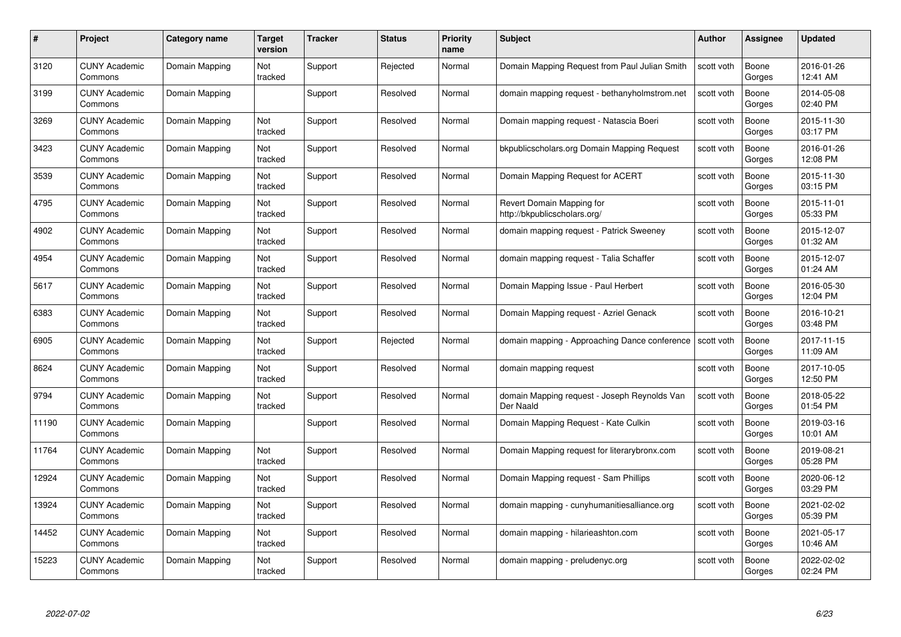| # | Project | Category name | Target version | Tracker | Status | Priority name | Subject | Author | Assignee | Updated |
|---|---|---|---|---|---|---|---|---|---|---|
| 3120 | CUNY Academic Commons | Domain Mapping | Not tracked | Support | Rejected | Normal | Domain Mapping Request from Paul Julian Smith | scott voth | Boone Gorges | 2016-01-26 12:41 AM |
| 3199 | CUNY Academic Commons | Domain Mapping | | Support | Resolved | Normal | domain mapping request - bethanyholmstrom.net | scott voth | Boone Gorges | 2014-05-08 02:40 PM |
| 3269 | CUNY Academic Commons | Domain Mapping | Not tracked | Support | Resolved | Normal | Domain mapping request - Natascia Boeri | scott voth | Boone Gorges | 2015-11-30 03:17 PM |
| 3423 | CUNY Academic Commons | Domain Mapping | Not tracked | Support | Resolved | Normal | bkpublicscholars.org Domain Mapping Request | scott voth | Boone Gorges | 2016-01-26 12:08 PM |
| 3539 | CUNY Academic Commons | Domain Mapping | Not tracked | Support | Resolved | Normal | Domain Mapping Request for ACERT | scott voth | Boone Gorges | 2015-11-30 03:15 PM |
| 4795 | CUNY Academic Commons | Domain Mapping | Not tracked | Support | Resolved | Normal | Revert Domain Mapping for http://bkpublicscholars.org/ | scott voth | Boone Gorges | 2015-11-01 05:33 PM |
| 4902 | CUNY Academic Commons | Domain Mapping | Not tracked | Support | Resolved | Normal | domain mapping request - Patrick Sweeney | scott voth | Boone Gorges | 2015-12-07 01:32 AM |
| 4954 | CUNY Academic Commons | Domain Mapping | Not tracked | Support | Resolved | Normal | domain mapping request - Talia Schaffer | scott voth | Boone Gorges | 2015-12-07 01:24 AM |
| 5617 | CUNY Academic Commons | Domain Mapping | Not tracked | Support | Resolved | Normal | Domain Mapping Issue - Paul Herbert | scott voth | Boone Gorges | 2016-05-30 12:04 PM |
| 6383 | CUNY Academic Commons | Domain Mapping | Not tracked | Support | Resolved | Normal | Domain Mapping request - Azriel Genack | scott voth | Boone Gorges | 2016-10-21 03:48 PM |
| 6905 | CUNY Academic Commons | Domain Mapping | Not tracked | Support | Rejected | Normal | domain mapping - Approaching Dance conference | scott voth | Boone Gorges | 2017-11-15 11:09 AM |
| 8624 | CUNY Academic Commons | Domain Mapping | Not tracked | Support | Resolved | Normal | domain mapping request | scott voth | Boone Gorges | 2017-10-05 12:50 PM |
| 9794 | CUNY Academic Commons | Domain Mapping | Not tracked | Support | Resolved | Normal | domain Mapping request - Joseph Reynolds Van Der Naald | scott voth | Boone Gorges | 2018-05-22 01:54 PM |
| 11190 | CUNY Academic Commons | Domain Mapping | | Support | Resolved | Normal | Domain Mapping Request - Kate Culkin | scott voth | Boone Gorges | 2019-03-16 10:01 AM |
| 11764 | CUNY Academic Commons | Domain Mapping | Not tracked | Support | Resolved | Normal | Domain Mapping request for literarybronx.com | scott voth | Boone Gorges | 2019-08-21 05:28 PM |
| 12924 | CUNY Academic Commons | Domain Mapping | Not tracked | Support | Resolved | Normal | Domain Mapping request - Sam Phillips | scott voth | Boone Gorges | 2020-06-12 03:29 PM |
| 13924 | CUNY Academic Commons | Domain Mapping | Not tracked | Support | Resolved | Normal | domain mapping - cunyhumanitiesalliance.org | scott voth | Boone Gorges | 2021-02-02 05:39 PM |
| 14452 | CUNY Academic Commons | Domain Mapping | Not tracked | Support | Resolved | Normal | domain mapping - hilarieashton.com | scott voth | Boone Gorges | 2021-05-17 10:46 AM |
| 15223 | CUNY Academic Commons | Domain Mapping | Not tracked | Support | Resolved | Normal | domain mapping - preludenyc.org | scott voth | Boone Gorges | 2022-02-02 02:24 PM |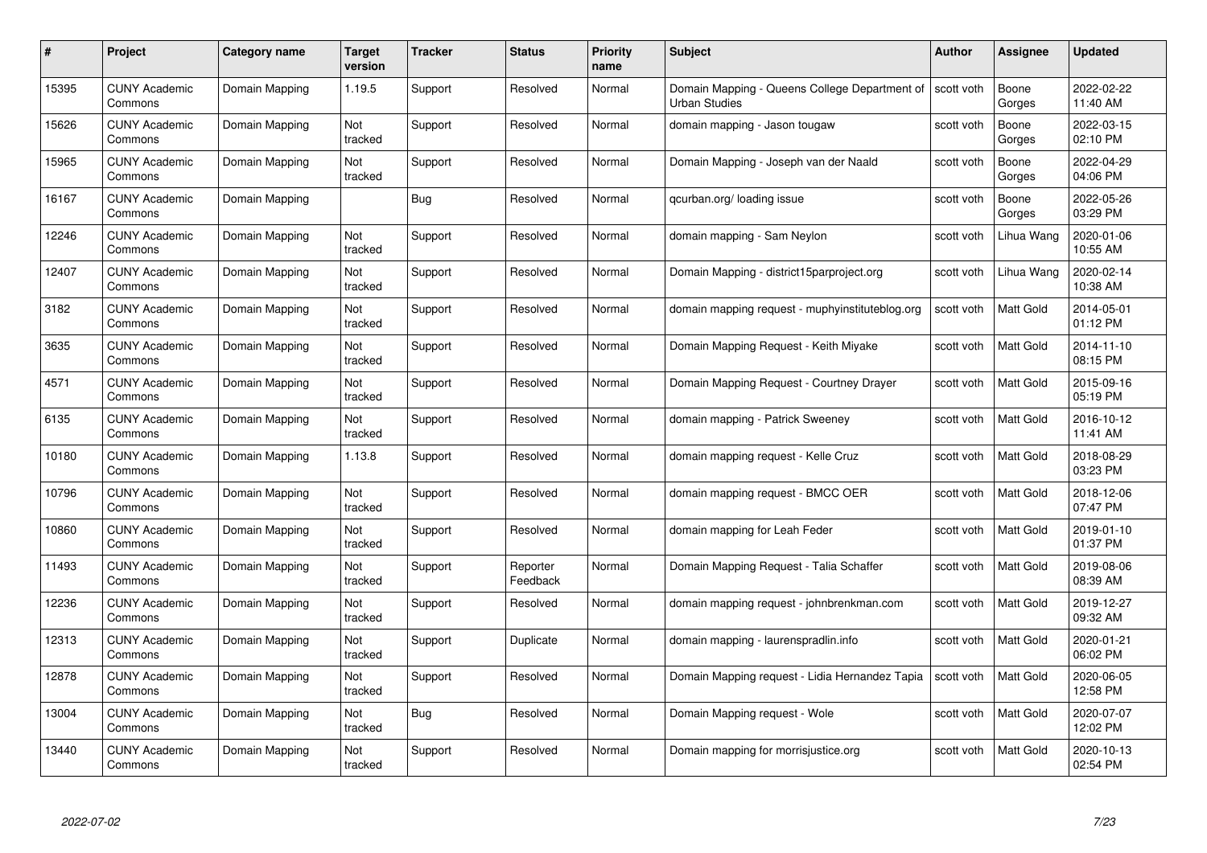| # | Project | Category name | Target version | Tracker | Status | Priority name | Subject | Author | Assignee | Updated |
|---|---|---|---|---|---|---|---|---|---|---|
| 15395 | CUNY Academic Commons | Domain Mapping | 1.19.5 | Support | Resolved | Normal | Domain Mapping - Queens College Department of Urban Studies | scott voth | Boone Gorges | 2022-02-22 11:40 AM |
| 15626 | CUNY Academic Commons | Domain Mapping | Not tracked | Support | Resolved | Normal | domain mapping - Jason tougaw | scott voth | Boone Gorges | 2022-03-15 02:10 PM |
| 15965 | CUNY Academic Commons | Domain Mapping | Not tracked | Support | Resolved | Normal | Domain Mapping - Joseph van der Naald | scott voth | Boone Gorges | 2022-04-29 04:06 PM |
| 16167 | CUNY Academic Commons | Domain Mapping | | Bug | Resolved | Normal | qcurban.org/ loading issue | scott voth | Boone Gorges | 2022-05-26 03:29 PM |
| 12246 | CUNY Academic Commons | Domain Mapping | Not tracked | Support | Resolved | Normal | domain mapping - Sam Neylon | scott voth | Lihua Wang | 2020-01-06 10:55 AM |
| 12407 | CUNY Academic Commons | Domain Mapping | Not tracked | Support | Resolved | Normal | Domain Mapping - district15parproject.org | scott voth | Lihua Wang | 2020-02-14 10:38 AM |
| 3182 | CUNY Academic Commons | Domain Mapping | Not tracked | Support | Resolved | Normal | domain mapping request - muphyinstituteblog.org | scott voth | Matt Gold | 2014-05-01 01:12 PM |
| 3635 | CUNY Academic Commons | Domain Mapping | Not tracked | Support | Resolved | Normal | Domain Mapping Request - Keith Miyake | scott voth | Matt Gold | 2014-11-10 08:15 PM |
| 4571 | CUNY Academic Commons | Domain Mapping | Not tracked | Support | Resolved | Normal | Domain Mapping Request - Courtney Drayer | scott voth | Matt Gold | 2015-09-16 05:19 PM |
| 6135 | CUNY Academic Commons | Domain Mapping | Not tracked | Support | Resolved | Normal | domain mapping - Patrick Sweeney | scott voth | Matt Gold | 2016-10-12 11:41 AM |
| 10180 | CUNY Academic Commons | Domain Mapping | 1.13.8 | Support | Resolved | Normal | domain mapping request - Kelle Cruz | scott voth | Matt Gold | 2018-08-29 03:23 PM |
| 10796 | CUNY Academic Commons | Domain Mapping | Not tracked | Support | Resolved | Normal | domain mapping request - BMCC OER | scott voth | Matt Gold | 2018-12-06 07:47 PM |
| 10860 | CUNY Academic Commons | Domain Mapping | Not tracked | Support | Resolved | Normal | domain mapping for Leah Feder | scott voth | Matt Gold | 2019-01-10 01:37 PM |
| 11493 | CUNY Academic Commons | Domain Mapping | Not tracked | Support | Reporter Feedback | Normal | Domain Mapping Request - Talia Schaffer | scott voth | Matt Gold | 2019-08-06 08:39 AM |
| 12236 | CUNY Academic Commons | Domain Mapping | Not tracked | Support | Resolved | Normal | domain mapping request - johnbrenkman.com | scott voth | Matt Gold | 2019-12-27 09:32 AM |
| 12313 | CUNY Academic Commons | Domain Mapping | Not tracked | Support | Duplicate | Normal | domain mapping - laurenspradlin.info | scott voth | Matt Gold | 2020-01-21 06:02 PM |
| 12878 | CUNY Academic Commons | Domain Mapping | Not tracked | Support | Resolved | Normal | Domain Mapping request - Lidia Hernandez Tapia | scott voth | Matt Gold | 2020-06-05 12:58 PM |
| 13004 | CUNY Academic Commons | Domain Mapping | Not tracked | Bug | Resolved | Normal | Domain Mapping request - Wole | scott voth | Matt Gold | 2020-07-07 12:02 PM |
| 13440 | CUNY Academic Commons | Domain Mapping | Not tracked | Support | Resolved | Normal | Domain mapping for morrisjustice.org | scott voth | Matt Gold | 2020-10-13 02:54 PM |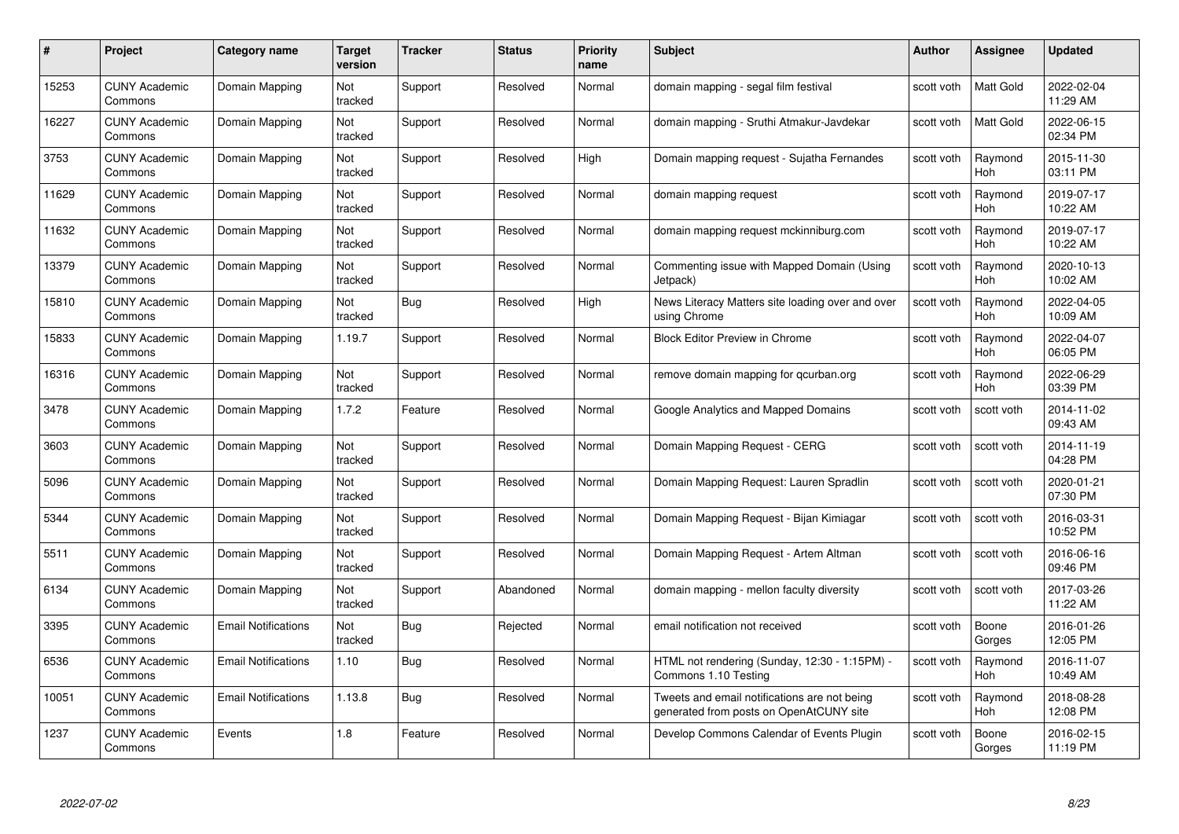| # | Project | Category name | Target version | Tracker | Status | Priority name | Subject | Author | Assignee | Updated |
|---|---|---|---|---|---|---|---|---|---|---|
| 15253 | CUNY Academic Commons | Domain Mapping | Not tracked | Support | Resolved | Normal | domain mapping - segal film festival | scott voth | Matt Gold | 2022-02-04 11:29 AM |
| 16227 | CUNY Academic Commons | Domain Mapping | Not tracked | Support | Resolved | Normal | domain mapping - Sruthi Atmakur-Javdekar | scott voth | Matt Gold | 2022-06-15 02:34 PM |
| 3753 | CUNY Academic Commons | Domain Mapping | Not tracked | Support | Resolved | High | Domain mapping request - Sujatha Fernandes | scott voth | Raymond Hoh | 2015-11-30 03:11 PM |
| 11629 | CUNY Academic Commons | Domain Mapping | Not tracked | Support | Resolved | Normal | domain mapping request | scott voth | Raymond Hoh | 2019-07-17 10:22 AM |
| 11632 | CUNY Academic Commons | Domain Mapping | Not tracked | Support | Resolved | Normal | domain mapping request mckinniburg.com | scott voth | Raymond Hoh | 2019-07-17 10:22 AM |
| 13379 | CUNY Academic Commons | Domain Mapping | Not tracked | Support | Resolved | Normal | Commenting issue with Mapped Domain (Using Jetpack) | scott voth | Raymond Hoh | 2020-10-13 10:02 AM |
| 15810 | CUNY Academic Commons | Domain Mapping | Not tracked | Bug | Resolved | High | News Literacy Matters site loading over and over using Chrome | scott voth | Raymond Hoh | 2022-04-05 10:09 AM |
| 15833 | CUNY Academic Commons | Domain Mapping | 1.19.7 | Support | Resolved | Normal | Block Editor Preview in Chrome | scott voth | Raymond Hoh | 2022-04-07 06:05 PM |
| 16316 | CUNY Academic Commons | Domain Mapping | Not tracked | Support | Resolved | Normal | remove domain mapping for qcurban.org | scott voth | Raymond Hoh | 2022-06-29 03:39 PM |
| 3478 | CUNY Academic Commons | Domain Mapping | 1.7.2 | Feature | Resolved | Normal | Google Analytics and Mapped Domains | scott voth | scott voth | 2014-11-02 09:43 AM |
| 3603 | CUNY Academic Commons | Domain Mapping | Not tracked | Support | Resolved | Normal | Domain Mapping Request - CERG | scott voth | scott voth | 2014-11-19 04:28 PM |
| 5096 | CUNY Academic Commons | Domain Mapping | Not tracked | Support | Resolved | Normal | Domain Mapping Request: Lauren Spradlin | scott voth | scott voth | 2020-01-21 07:30 PM |
| 5344 | CUNY Academic Commons | Domain Mapping | Not tracked | Support | Resolved | Normal | Domain Mapping Request - Bijan Kimiagar | scott voth | scott voth | 2016-03-31 10:52 PM |
| 5511 | CUNY Academic Commons | Domain Mapping | Not tracked | Support | Resolved | Normal | Domain Mapping Request - Artem Altman | scott voth | scott voth | 2016-06-16 09:46 PM |
| 6134 | CUNY Academic Commons | Domain Mapping | Not tracked | Support | Abandoned | Normal | domain mapping - mellon faculty diversity | scott voth | scott voth | 2017-03-26 11:22 AM |
| 3395 | CUNY Academic Commons | Email Notifications | Not tracked | Bug | Rejected | Normal | email notification not received | scott voth | Boone Gorges | 2016-01-26 12:05 PM |
| 6536 | CUNY Academic Commons | Email Notifications | 1.10 | Bug | Resolved | Normal | HTML not rendering (Sunday, 12:30 - 1:15PM) - Commons 1.10 Testing | scott voth | Raymond Hoh | 2016-11-07 10:49 AM |
| 10051 | CUNY Academic Commons | Email Notifications | 1.13.8 | Bug | Resolved | Normal | Tweets and email notifications are not being generated from posts on OpenAtCUNY site | scott voth | Raymond Hoh | 2018-08-28 12:08 PM |
| 1237 | CUNY Academic Commons | Events | 1.8 | Feature | Resolved | Normal | Develop Commons Calendar of Events Plugin | scott voth | Boone Gorges | 2016-02-15 11:19 PM |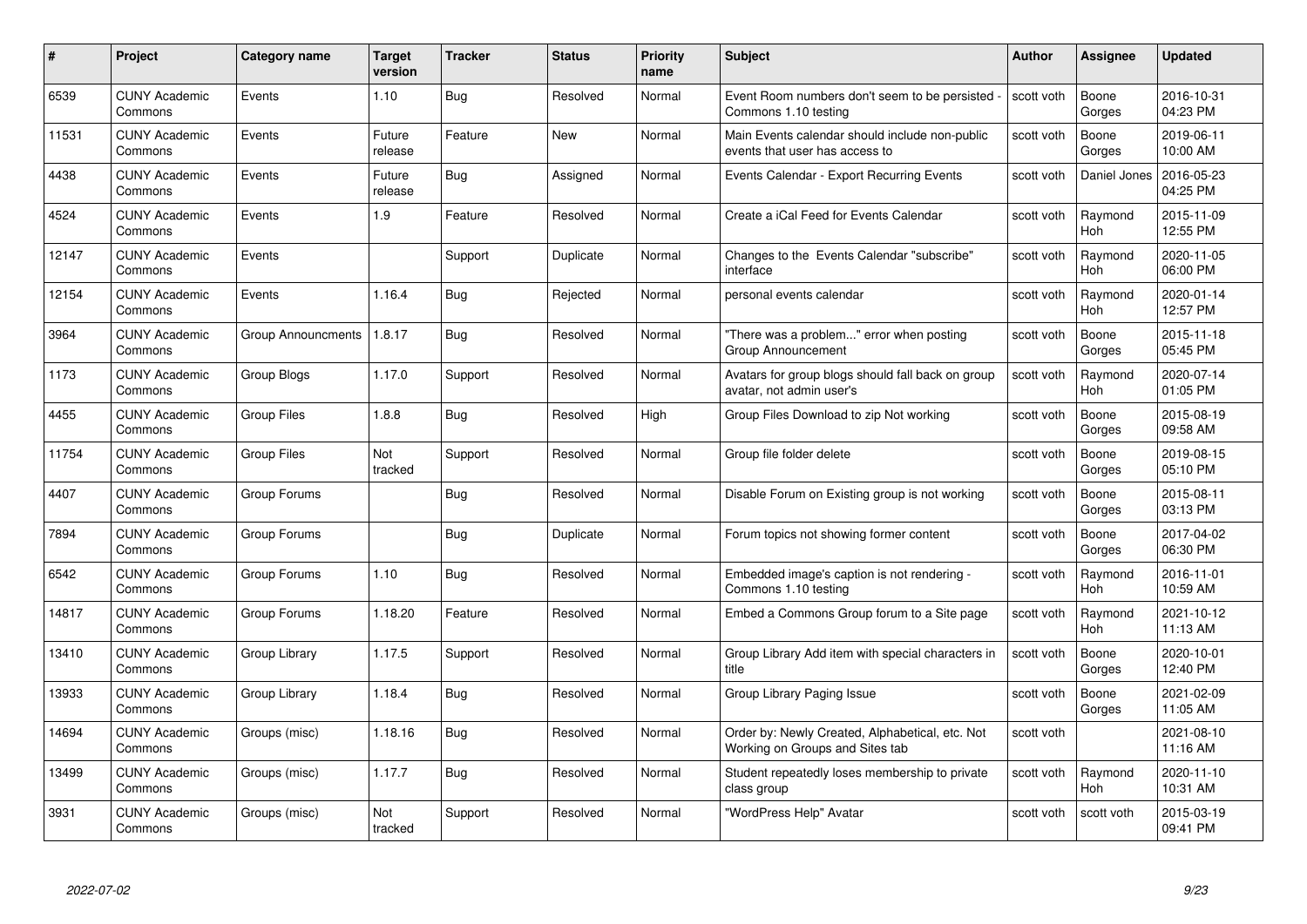| # | Project | Category name | Target version | Tracker | Status | Priority name | Subject | Author | Assignee | Updated |
|---|---|---|---|---|---|---|---|---|---|---|
| 6539 | CUNY Academic Commons | Events | 1.10 | Bug | Resolved | Normal | Event Room numbers don't seem to be persisted - Commons 1.10 testing | scott voth | Boone Gorges | 2016-10-31 04:23 PM |
| 11531 | CUNY Academic Commons | Events | Future release | Feature | New | Normal | Main Events calendar should include non-public events that user has access to | scott voth | Boone Gorges | 2019-06-11 10:00 AM |
| 4438 | CUNY Academic Commons | Events | Future release | Bug | Assigned | Normal | Events Calendar - Export Recurring Events | scott voth | Daniel Jones | 2016-05-23 04:25 PM |
| 4524 | CUNY Academic Commons | Events | 1.9 | Feature | Resolved | Normal | Create a iCal Feed for Events Calendar | scott voth | Raymond Hoh | 2015-11-09 12:55 PM |
| 12147 | CUNY Academic Commons | Events | | Support | Duplicate | Normal | Changes to the Events Calendar "subscribe" interface | scott voth | Raymond Hoh | 2020-11-05 06:00 PM |
| 12154 | CUNY Academic Commons | Events | 1.16.4 | Bug | Rejected | Normal | personal events calendar | scott voth | Raymond Hoh | 2020-01-14 12:57 PM |
| 3964 | CUNY Academic Commons | Group Announcments | 1.8.17 | Bug | Resolved | Normal | "There was a problem..." error when posting Group Announcement | scott voth | Boone Gorges | 2015-11-18 05:45 PM |
| 1173 | CUNY Academic Commons | Group Blogs | 1.17.0 | Support | Resolved | Normal | Avatars for group blogs should fall back on group avatar, not admin user's | scott voth | Raymond Hoh | 2020-07-14 01:05 PM |
| 4455 | CUNY Academic Commons | Group Files | 1.8.8 | Bug | Resolved | High | Group Files Download to zip Not working | scott voth | Boone Gorges | 2015-08-19 09:58 AM |
| 11754 | CUNY Academic Commons | Group Files | Not tracked | Support | Resolved | Normal | Group file folder delete | scott voth | Boone Gorges | 2019-08-15 05:10 PM |
| 4407 | CUNY Academic Commons | Group Forums | | Bug | Resolved | Normal | Disable Forum on Existing group is not working | scott voth | Boone Gorges | 2015-08-11 03:13 PM |
| 7894 | CUNY Academic Commons | Group Forums | | Bug | Duplicate | Normal | Forum topics not showing former content | scott voth | Boone Gorges | 2017-04-02 06:30 PM |
| 6542 | CUNY Academic Commons | Group Forums | 1.10 | Bug | Resolved | Normal | Embedded image's caption is not rendering - Commons 1.10 testing | scott voth | Raymond Hoh | 2016-11-01 10:59 AM |
| 14817 | CUNY Academic Commons | Group Forums | 1.18.20 | Feature | Resolved | Normal | Embed a Commons Group forum to a Site page | scott voth | Raymond Hoh | 2021-10-12 11:13 AM |
| 13410 | CUNY Academic Commons | Group Library | 1.17.5 | Support | Resolved | Normal | Group Library Add item with special characters in title | scott voth | Boone Gorges | 2020-10-01 12:40 PM |
| 13933 | CUNY Academic Commons | Group Library | 1.18.4 | Bug | Resolved | Normal | Group Library Paging Issue | scott voth | Boone Gorges | 2021-02-09 11:05 AM |
| 14694 | CUNY Academic Commons | Groups (misc) | 1.18.16 | Bug | Resolved | Normal | Order by: Newly Created, Alphabetical, etc. Not Working on Groups and Sites tab | scott voth | | 2021-08-10 11:16 AM |
| 13499 | CUNY Academic Commons | Groups (misc) | 1.17.7 | Bug | Resolved | Normal | Student repeatedly loses membership to private class group | scott voth | Raymond Hoh | 2020-11-10 10:31 AM |
| 3931 | CUNY Academic Commons | Groups (misc) | Not tracked | Support | Resolved | Normal | "WordPress Help" Avatar | scott voth | scott voth | 2015-03-19 09:41 PM |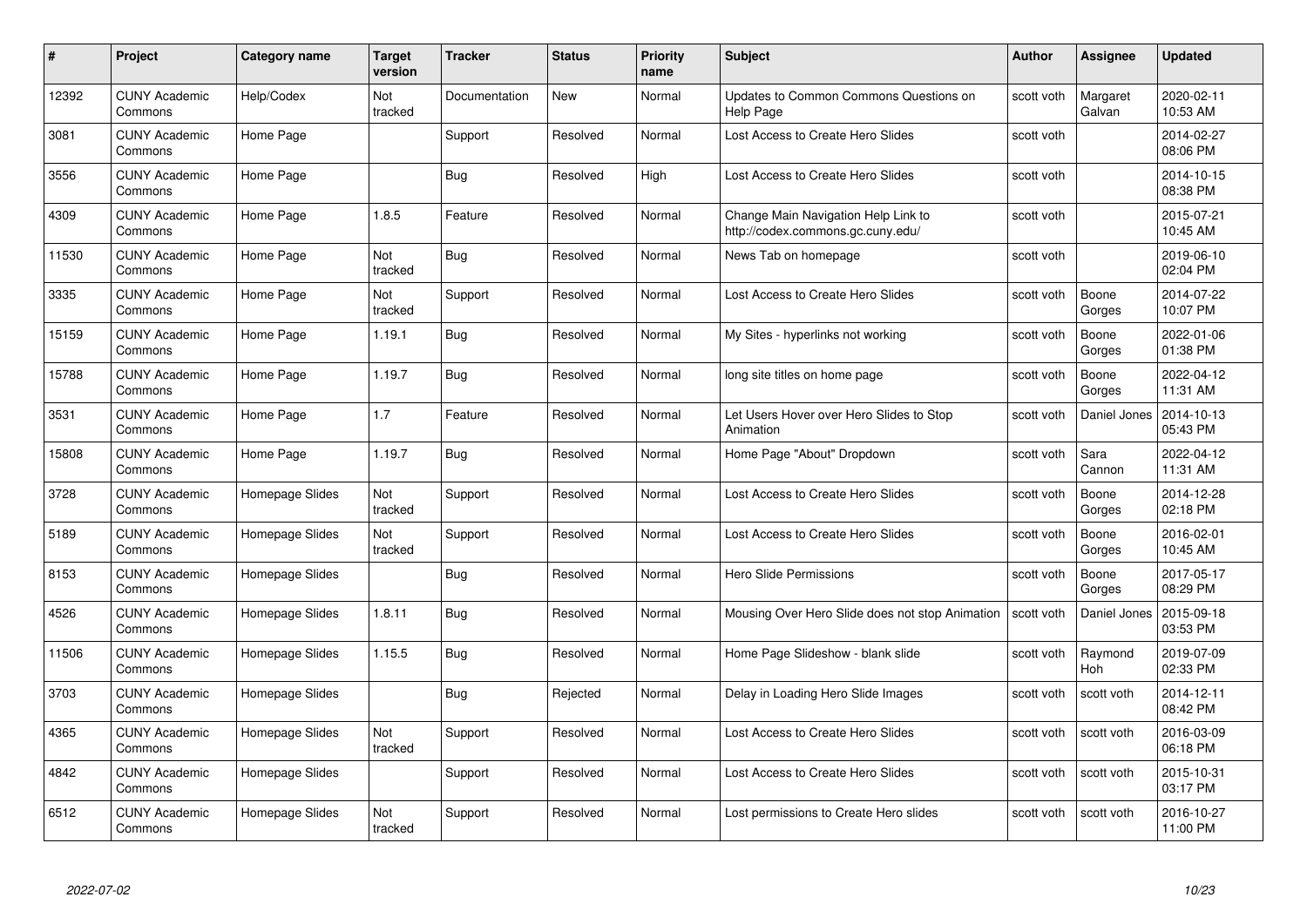| # | Project | Category name | Target version | Tracker | Status | Priority name | Subject | Author | Assignee | Updated |
|---|---|---|---|---|---|---|---|---|---|---|
| 12392 | CUNY Academic Commons | Help/Codex | Not tracked | Documentation | New | Normal | Updates to Common Commons Questions on Help Page | scott voth | Margaret Galvan | 2020-02-11 10:53 AM |
| 3081 | CUNY Academic Commons | Home Page | | Support | Resolved | Normal | Lost Access to Create Hero Slides | scott voth | | 2014-02-27 08:06 PM |
| 3556 | CUNY Academic Commons | Home Page | | Bug | Resolved | High | Lost Access to Create Hero Slides | scott voth | | 2014-10-15 08:38 PM |
| 4309 | CUNY Academic Commons | Home Page | 1.8.5 | Feature | Resolved | Normal | Change Main Navigation Help Link to http://codex.commons.gc.cuny.edu/ | scott voth | | 2015-07-21 10:45 AM |
| 11530 | CUNY Academic Commons | Home Page | Not tracked | Bug | Resolved | Normal | News Tab on homepage | scott voth | | 2019-06-10 02:04 PM |
| 3335 | CUNY Academic Commons | Home Page | Not tracked | Support | Resolved | Normal | Lost Access to Create Hero Slides | scott voth | Boone Gorges | 2014-07-22 10:07 PM |
| 15159 | CUNY Academic Commons | Home Page | 1.19.1 | Bug | Resolved | Normal | My Sites - hyperlinks not working | scott voth | Boone Gorges | 2022-01-06 01:38 PM |
| 15788 | CUNY Academic Commons | Home Page | 1.19.7 | Bug | Resolved | Normal | long site titles on home page | scott voth | Boone Gorges | 2022-04-12 11:31 AM |
| 3531 | CUNY Academic Commons | Home Page | 1.7 | Feature | Resolved | Normal | Let Users Hover over Hero Slides to Stop Animation | scott voth | Daniel Jones | 2014-10-13 05:43 PM |
| 15808 | CUNY Academic Commons | Home Page | 1.19.7 | Bug | Resolved | Normal | Home Page "About" Dropdown | scott voth | Sara Cannon | 2022-04-12 11:31 AM |
| 3728 | CUNY Academic Commons | Homepage Slides | Not tracked | Support | Resolved | Normal | Lost Access to Create Hero Slides | scott voth | Boone Gorges | 2014-12-28 02:18 PM |
| 5189 | CUNY Academic Commons | Homepage Slides | Not tracked | Support | Resolved | Normal | Lost Access to Create Hero Slides | scott voth | Boone Gorges | 2016-02-01 10:45 AM |
| 8153 | CUNY Academic Commons | Homepage Slides | | Bug | Resolved | Normal | Hero Slide Permissions | scott voth | Boone Gorges | 2017-05-17 08:29 PM |
| 4526 | CUNY Academic Commons | Homepage Slides | 1.8.11 | Bug | Resolved | Normal | Mousing Over Hero Slide does not stop Animation | scott voth | Daniel Jones | 2015-09-18 03:53 PM |
| 11506 | CUNY Academic Commons | Homepage Slides | 1.15.5 | Bug | Resolved | Normal | Home Page Slideshow - blank slide | scott voth | Raymond Hoh | 2019-07-09 02:33 PM |
| 3703 | CUNY Academic Commons | Homepage Slides | | Bug | Rejected | Normal | Delay in Loading Hero Slide Images | scott voth | scott voth | 2014-12-11 08:42 PM |
| 4365 | CUNY Academic Commons | Homepage Slides | Not tracked | Support | Resolved | Normal | Lost Access to Create Hero Slides | scott voth | scott voth | 2016-03-09 06:18 PM |
| 4842 | CUNY Academic Commons | Homepage Slides | | Support | Resolved | Normal | Lost Access to Create Hero Slides | scott voth | scott voth | 2015-10-31 03:17 PM |
| 6512 | CUNY Academic Commons | Homepage Slides | Not tracked | Support | Resolved | Normal | Lost permissions to Create Hero slides | scott voth | scott voth | 2016-10-27 11:00 PM |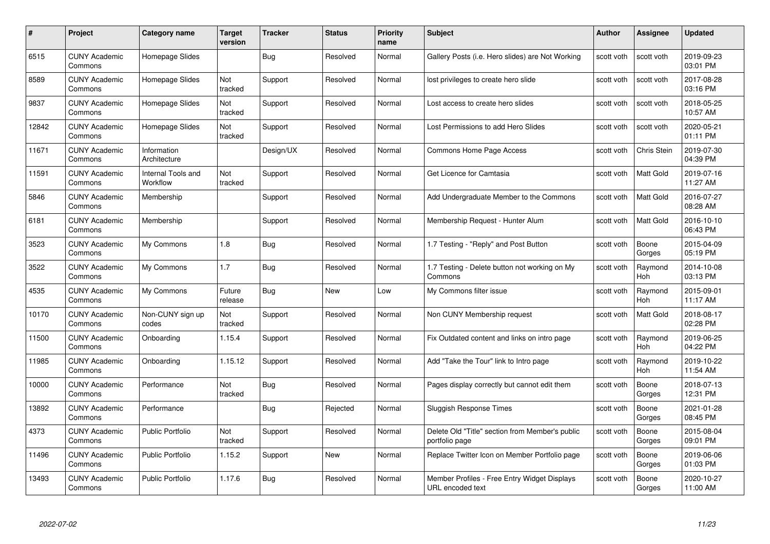| # | Project | Category name | Target version | Tracker | Status | Priority name | Subject | Author | Assignee | Updated |
|---|---|---|---|---|---|---|---|---|---|---|
| 6515 | CUNY Academic Commons | Homepage Slides | | Bug | Resolved | Normal | Gallery Posts (i.e. Hero slides) are Not Working | scott voth | scott voth | 2019-09-23 03:01 PM |
| 8589 | CUNY Academic Commons | Homepage Slides | Not tracked | Support | Resolved | Normal | lost privileges to create hero slide | scott voth | scott voth | 2017-08-28 03:16 PM |
| 9837 | CUNY Academic Commons | Homepage Slides | Not tracked | Support | Resolved | Normal | Lost access to create hero slides | scott voth | scott voth | 2018-05-25 10:57 AM |
| 12842 | CUNY Academic Commons | Homepage Slides | Not tracked | Support | Resolved | Normal | Lost Permissions to add Hero Slides | scott voth | scott voth | 2020-05-21 01:11 PM |
| 11671 | CUNY Academic Commons | Information Architecture | | Design/UX | Resolved | Normal | Commons Home Page Access | scott voth | Chris Stein | 2019-07-30 04:39 PM |
| 11591 | CUNY Academic Commons | Internal Tools and Workflow | Not tracked | Support | Resolved | Normal | Get Licence for Camtasia | scott voth | Matt Gold | 2019-07-16 11:27 AM |
| 5846 | CUNY Academic Commons | Membership | | Support | Resolved | Normal | Add Undergraduate Member to the Commons | scott voth | Matt Gold | 2016-07-27 08:28 AM |
| 6181 | CUNY Academic Commons | Membership | | Support | Resolved | Normal | Membership Request - Hunter Alum | scott voth | Matt Gold | 2016-10-10 06:43 PM |
| 3523 | CUNY Academic Commons | My Commons | 1.8 | Bug | Resolved | Normal | 1.7 Testing - "Reply" and Post Button | scott voth | Boone Gorges | 2015-04-09 05:19 PM |
| 3522 | CUNY Academic Commons | My Commons | 1.7 | Bug | Resolved | Normal | 1.7 Testing - Delete button not working on My Commons | scott voth | Raymond Hoh | 2014-10-08 03:13 PM |
| 4535 | CUNY Academic Commons | My Commons | Future release | Bug | New | Low | My Commons filter issue | scott voth | Raymond Hoh | 2015-09-01 11:17 AM |
| 10170 | CUNY Academic Commons | Non-CUNY sign up codes | Not tracked | Support | Resolved | Normal | Non CUNY Membership request | scott voth | Matt Gold | 2018-08-17 02:28 PM |
| 11500 | CUNY Academic Commons | Onboarding | 1.15.4 | Support | Resolved | Normal | Fix Outdated content and links on intro page | scott voth | Raymond Hoh | 2019-06-25 04:22 PM |
| 11985 | CUNY Academic Commons | Onboarding | 1.15.12 | Support | Resolved | Normal | Add "Take the Tour" link to Intro page | scott voth | Raymond Hoh | 2019-10-22 11:54 AM |
| 10000 | CUNY Academic Commons | Performance | Not tracked | Bug | Resolved | Normal | Pages display correctly but cannot edit them | scott voth | Boone Gorges | 2018-07-13 12:31 PM |
| 13892 | CUNY Academic Commons | Performance | | Bug | Rejected | Normal | Sluggish Response Times | scott voth | Boone Gorges | 2021-01-28 08:45 PM |
| 4373 | CUNY Academic Commons | Public Portfolio | Not tracked | Support | Resolved | Normal | Delete Old "Title" section from Member's public portfolio page | scott voth | Boone Gorges | 2015-08-04 09:01 PM |
| 11496 | CUNY Academic Commons | Public Portfolio | 1.15.2 | Support | New | Normal | Replace Twitter Icon on Member Portfolio page | scott voth | Boone Gorges | 2019-06-06 01:03 PM |
| 13493 | CUNY Academic Commons | Public Portfolio | 1.17.6 | Bug | Resolved | Normal | Member Profiles - Free Entry Widget Displays URL encoded text | scott voth | Boone Gorges | 2020-10-27 11:00 AM |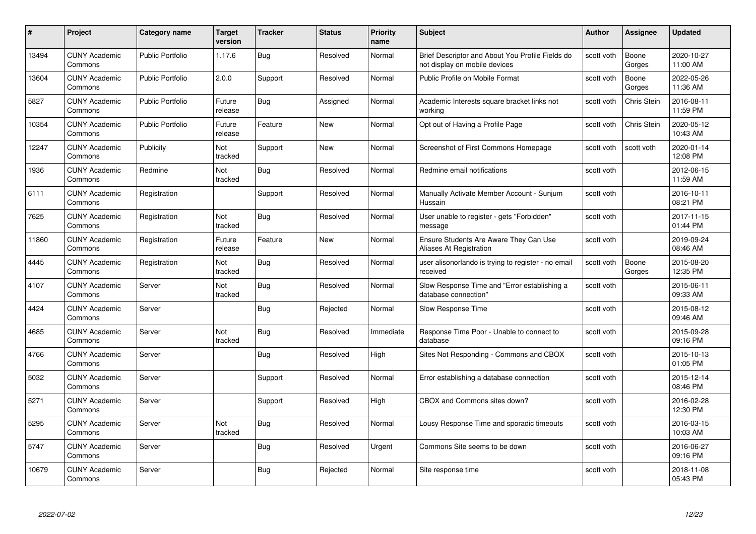| # | Project | Category name | Target version | Tracker | Status | Priority name | Subject | Author | Assignee | Updated |
|---|---|---|---|---|---|---|---|---|---|---|
| 13494 | CUNY Academic Commons | Public Portfolio | 1.17.6 | Bug | Resolved | Normal | Brief Descriptor and About You Profile Fields do not display on mobile devices | scott voth | Boone Gorges | 2020-10-27 11:00 AM |
| 13604 | CUNY Academic Commons | Public Portfolio | 2.0.0 | Support | Resolved | Normal | Public Profile on Mobile Format | scott voth | Boone Gorges | 2022-05-26 11:36 AM |
| 5827 | CUNY Academic Commons | Public Portfolio | Future release | Bug | Assigned | Normal | Academic Interests square bracket links not working | scott voth | Chris Stein | 2016-08-11 11:59 PM |
| 10354 | CUNY Academic Commons | Public Portfolio | Future release | Feature | New | Normal | Opt out of Having a Profile Page | scott voth | Chris Stein | 2020-05-12 10:43 AM |
| 12247 | CUNY Academic Commons | Publicity | Not tracked | Support | New | Normal | Screenshot of First Commons Homepage | scott voth | scott voth | 2020-01-14 12:08 PM |
| 1936 | CUNY Academic Commons | Redmine | Not tracked | Bug | Resolved | Normal | Redmine email notifications | scott voth | | 2012-06-15 11:59 AM |
| 6111 | CUNY Academic Commons | Registration | | Support | Resolved | Normal | Manually Activate Member Account - Sunjum Hussain | scott voth | | 2016-10-11 08:21 PM |
| 7625 | CUNY Academic Commons | Registration | Not tracked | Bug | Resolved | Normal | User unable to register - gets "Forbidden" message | scott voth | | 2017-11-15 01:44 PM |
| 11860 | CUNY Academic Commons | Registration | Future release | Feature | New | Normal | Ensure Students Are Aware They Can Use Aliases At Registration | scott voth | | 2019-09-24 08:46 AM |
| 4445 | CUNY Academic Commons | Registration | Not tracked | Bug | Resolved | Normal | user alisonorlando is trying to register - no email received | scott voth | Boone Gorges | 2015-08-20 12:35 PM |
| 4107 | CUNY Academic Commons | Server | Not tracked | Bug | Resolved | Normal | Slow Response Time and "Error establishing a database connection" | scott voth | | 2015-06-11 09:33 AM |
| 4424 | CUNY Academic Commons | Server | | Bug | Rejected | Normal | Slow Response Time | scott voth | | 2015-08-12 09:46 AM |
| 4685 | CUNY Academic Commons | Server | Not tracked | Bug | Resolved | Immediate | Response Time Poor - Unable to connect to database | scott voth | | 2015-09-28 09:16 PM |
| 4766 | CUNY Academic Commons | Server | | Bug | Resolved | High | Sites Not Responding - Commons and CBOX | scott voth | | 2015-10-13 01:05 PM |
| 5032 | CUNY Academic Commons | Server | | Support | Resolved | Normal | Error establishing a database connection | scott voth | | 2015-12-14 08:46 PM |
| 5271 | CUNY Academic Commons | Server | | Support | Resolved | High | CBOX and Commons sites down? | scott voth | | 2016-02-28 12:30 PM |
| 5295 | CUNY Academic Commons | Server | Not tracked | Bug | Resolved | Normal | Lousy Response Time and sporadic timeouts | scott voth | | 2016-03-15 10:03 AM |
| 5747 | CUNY Academic Commons | Server | | Bug | Resolved | Urgent | Commons Site seems to be down | scott voth | | 2016-06-27 09:16 PM |
| 10679 | CUNY Academic Commons | Server | | Bug | Rejected | Normal | Site response time | scott voth | | 2018-11-08 05:43 PM |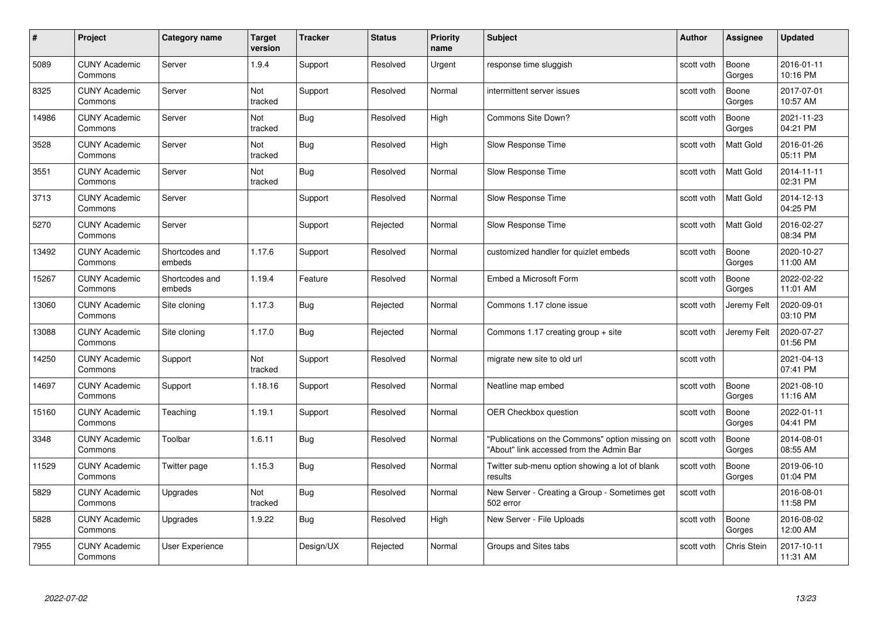| # | Project | Category name | Target version | Tracker | Status | Priority name | Subject | Author | Assignee | Updated |
|---|---|---|---|---|---|---|---|---|---|---|
| 5089 | CUNY Academic Commons | Server | 1.9.4 | Support | Resolved | Urgent | response time sluggish | scott voth | Boone Gorges | 2016-01-11 10:16 PM |
| 8325 | CUNY Academic Commons | Server | Not tracked | Support | Resolved | Normal | intermittent server issues | scott voth | Boone Gorges | 2017-07-01 10:57 AM |
| 14986 | CUNY Academic Commons | Server | Not tracked | Bug | Resolved | High | Commons Site Down? | scott voth | Boone Gorges | 2021-11-23 04:21 PM |
| 3528 | CUNY Academic Commons | Server | Not tracked | Bug | Resolved | High | Slow Response Time | scott voth | Matt Gold | 2016-01-26 05:11 PM |
| 3551 | CUNY Academic Commons | Server | Not tracked | Bug | Resolved | Normal | Slow Response Time | scott voth | Matt Gold | 2014-11-11 02:31 PM |
| 3713 | CUNY Academic Commons | Server | | Support | Resolved | Normal | Slow Response Time | scott voth | Matt Gold | 2014-12-13 04:25 PM |
| 5270 | CUNY Academic Commons | Server | | Support | Rejected | Normal | Slow Response Time | scott voth | Matt Gold | 2016-02-27 08:34 PM |
| 13492 | CUNY Academic Commons | Shortcodes and embeds | 1.17.6 | Support | Resolved | Normal | customized handler for quizlet embeds | scott voth | Boone Gorges | 2020-10-27 11:00 AM |
| 15267 | CUNY Academic Commons | Shortcodes and embeds | 1.19.4 | Feature | Resolved | Normal | Embed a Microsoft Form | scott voth | Boone Gorges | 2022-02-22 11:01 AM |
| 13060 | CUNY Academic Commons | Site cloning | 1.17.3 | Bug | Rejected | Normal | Commons 1.17 clone issue | scott voth | Jeremy Felt | 2020-09-01 03:10 PM |
| 13088 | CUNY Academic Commons | Site cloning | 1.17.0 | Bug | Rejected | Normal | Commons 1.17 creating group + site | scott voth | Jeremy Felt | 2020-07-27 01:56 PM |
| 14250 | CUNY Academic Commons | Support | Not tracked | Support | Resolved | Normal | migrate new site to old url | scott voth | | 2021-04-13 07:41 PM |
| 14697 | CUNY Academic Commons | Support | 1.18.16 | Support | Resolved | Normal | Neatline map embed | scott voth | Boone Gorges | 2021-08-10 11:16 AM |
| 15160 | CUNY Academic Commons | Teaching | 1.19.1 | Support | Resolved | Normal | OER Checkbox question | scott voth | Boone Gorges | 2022-01-11 04:41 PM |
| 3348 | CUNY Academic Commons | Toolbar | 1.6.11 | Bug | Resolved | Normal | "Publications on the Commons" option missing on "About" link accessed from the Admin Bar | scott voth | Boone Gorges | 2014-08-01 08:55 AM |
| 11529 | CUNY Academic Commons | Twitter page | 1.15.3 | Bug | Resolved | Normal | Twitter sub-menu option showing a lot of blank results | scott voth | Boone Gorges | 2019-06-10 01:04 PM |
| 5829 | CUNY Academic Commons | Upgrades | Not tracked | Bug | Resolved | Normal | New Server - Creating a Group - Sometimes get 502 error | scott voth | | 2016-08-01 11:58 PM |
| 5828 | CUNY Academic Commons | Upgrades | 1.9.22 | Bug | Resolved | High | New Server - File Uploads | scott voth | Boone Gorges | 2016-08-02 12:00 AM |
| 7955 | CUNY Academic Commons | User Experience | | Design/UX | Rejected | Normal | Groups and Sites tabs | scott voth | Chris Stein | 2017-10-11 11:31 AM |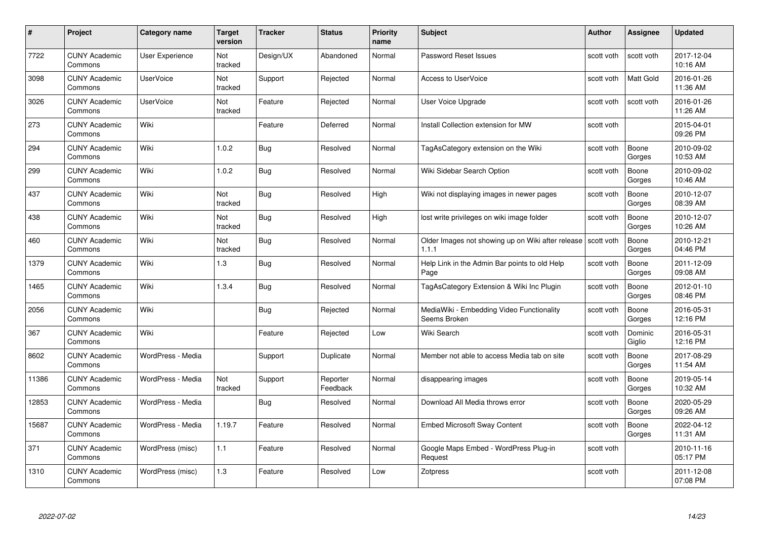| # | Project | Category name | Target version | Tracker | Status | Priority name | Subject | Author | Assignee | Updated |
|---|---|---|---|---|---|---|---|---|---|---|
| 7722 | CUNY Academic Commons | User Experience | Not tracked | Design/UX | Abandoned | Normal | Password Reset Issues | scott voth | scott voth | 2017-12-04 10:16 AM |
| 3098 | CUNY Academic Commons | UserVoice | Not tracked | Support | Rejected | Normal | Access to UserVoice | scott voth | Matt Gold | 2016-01-26 11:36 AM |
| 3026 | CUNY Academic Commons | UserVoice | Not tracked | Feature | Rejected | Normal | User Voice Upgrade | scott voth | scott voth | 2016-01-26 11:26 AM |
| 273 | CUNY Academic Commons | Wiki | | Feature | Deferred | Normal | Install Collection extension for MW | scott voth | | 2015-04-01 09:26 PM |
| 294 | CUNY Academic Commons | Wiki | 1.0.2 | Bug | Resolved | Normal | TagAsCategory extension on the Wiki | scott voth | Boone Gorges | 2010-09-02 10:53 AM |
| 299 | CUNY Academic Commons | Wiki | 1.0.2 | Bug | Resolved | Normal | Wiki Sidebar Search Option | scott voth | Boone Gorges | 2010-09-02 10:46 AM |
| 437 | CUNY Academic Commons | Wiki | Not tracked | Bug | Resolved | High | Wiki not displaying images in newer pages | scott voth | Boone Gorges | 2010-12-07 08:39 AM |
| 438 | CUNY Academic Commons | Wiki | Not tracked | Bug | Resolved | High | lost write privileges on wiki image folder | scott voth | Boone Gorges | 2010-12-07 10:26 AM |
| 460 | CUNY Academic Commons | Wiki | Not tracked | Bug | Resolved | Normal | Older Images not showing up on Wiki after release 1.1.1 | scott voth | Boone Gorges | 2010-12-21 04:46 PM |
| 1379 | CUNY Academic Commons | Wiki | 1.3 | Bug | Resolved | Normal | Help Link in the Admin Bar points to old Help Page | scott voth | Boone Gorges | 2011-12-09 09:08 AM |
| 1465 | CUNY Academic Commons | Wiki | 1.3.4 | Bug | Resolved | Normal | TagAsCategory Extension & Wiki Inc Plugin | scott voth | Boone Gorges | 2012-01-10 08:46 PM |
| 2056 | CUNY Academic Commons | Wiki | | Bug | Rejected | Normal | MediaWiki - Embedding Video Functionality Seems Broken | scott voth | Boone Gorges | 2016-05-31 12:16 PM |
| 367 | CUNY Academic Commons | Wiki | | Feature | Rejected | Low | Wiki Search | scott voth | Dominic Giglio | 2016-05-31 12:16 PM |
| 8602 | CUNY Academic Commons | WordPress - Media | | Support | Duplicate | Normal | Member not able to access Media tab on site | scott voth | Boone Gorges | 2017-08-29 11:54 AM |
| 11386 | CUNY Academic Commons | WordPress - Media | Not tracked | Support | Reporter Feedback | Normal | disappearing images | scott voth | Boone Gorges | 2019-05-14 10:32 AM |
| 12853 | CUNY Academic Commons | WordPress - Media | | Bug | Resolved | Normal | Download All Media throws error | scott voth | Boone Gorges | 2020-05-29 09:26 AM |
| 15687 | CUNY Academic Commons | WordPress - Media | 1.19.7 | Feature | Resolved | Normal | Embed Microsoft Sway Content | scott voth | Boone Gorges | 2022-04-12 11:31 AM |
| 371 | CUNY Academic Commons | WordPress (misc) | 1.1 | Feature | Resolved | Normal | Google Maps Embed - WordPress Plug-in Request | scott voth | | 2010-11-16 05:17 PM |
| 1310 | CUNY Academic Commons | WordPress (misc) | 1.3 | Feature | Resolved | Low | Zotpress | scott voth | | 2011-12-08 07:08 PM |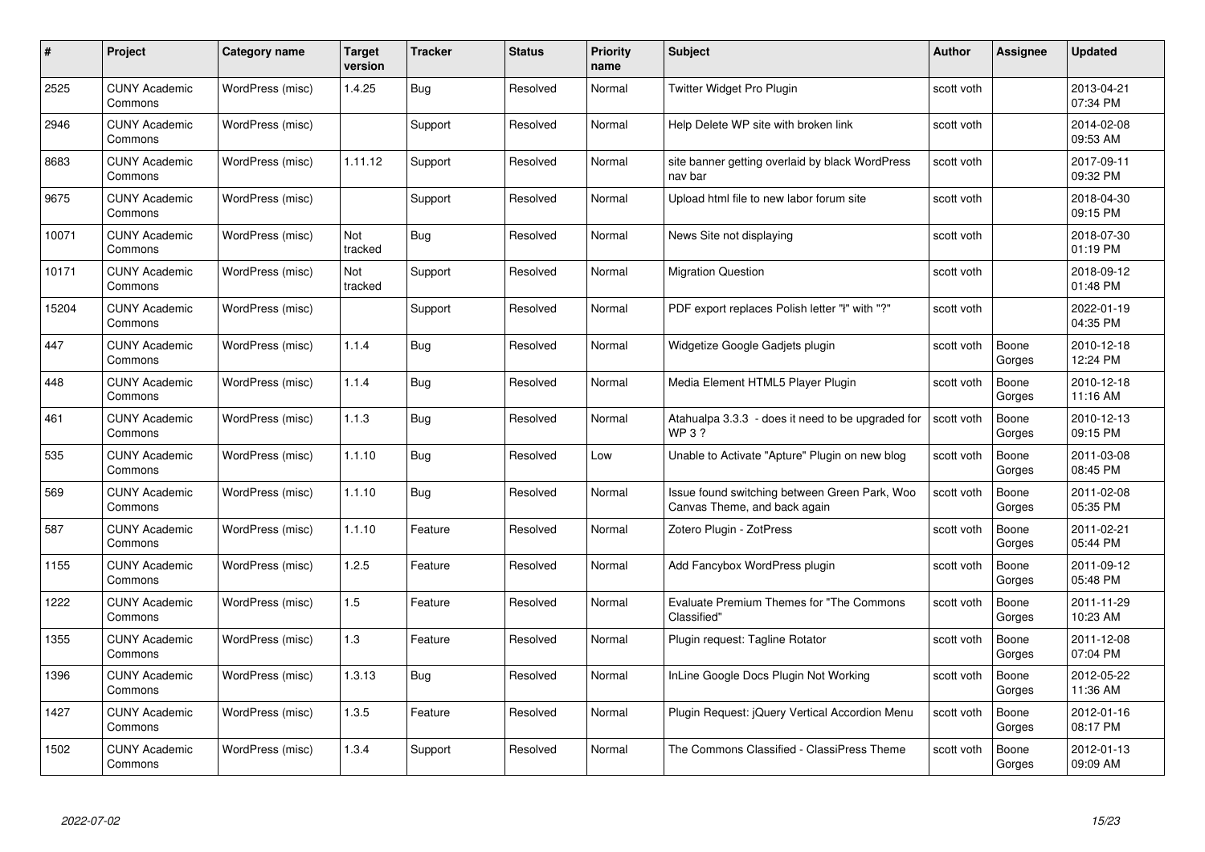| # | Project | Category name | Target version | Tracker | Status | Priority name | Subject | Author | Assignee | Updated |
|---|---|---|---|---|---|---|---|---|---|---|
| 2525 | CUNY Academic Commons | WordPress (misc) | 1.4.25 | Bug | Resolved | Normal | Twitter Widget Pro Plugin | scott voth | | 2013-04-21 07:34 PM |
| 2946 | CUNY Academic Commons | WordPress (misc) | | Support | Resolved | Normal | Help Delete WP site with broken link | scott voth | | 2014-02-08 09:53 AM |
| 8683 | CUNY Academic Commons | WordPress (misc) | 1.11.12 | Support | Resolved | Normal | site banner getting overlaid by black WordPress nav bar | scott voth | | 2017-09-11 09:32 PM |
| 9675 | CUNY Academic Commons | WordPress (misc) | | Support | Resolved | Normal | Upload html file to new labor forum site | scott voth | | 2018-04-30 09:15 PM |
| 10071 | CUNY Academic Commons | WordPress (misc) | Not tracked | Bug | Resolved | Normal | News Site not displaying | scott voth | | 2018-07-30 01:19 PM |
| 10171 | CUNY Academic Commons | WordPress (misc) | Not tracked | Support | Resolved | Normal | Migration Question | scott voth | | 2018-09-12 01:48 PM |
| 15204 | CUNY Academic Commons | WordPress (misc) | | Support | Resolved | Normal | PDF export replaces Polish letter "ł" with "?" | scott voth | | 2022-01-19 04:35 PM |
| 447 | CUNY Academic Commons | WordPress (misc) | 1.1.4 | Bug | Resolved | Normal | Widgetize Google Gadjets plugin | scott voth | Boone Gorges | 2010-12-18 12:24 PM |
| 448 | CUNY Academic Commons | WordPress (misc) | 1.1.4 | Bug | Resolved | Normal | Media Element HTML5 Player Plugin | scott voth | Boone Gorges | 2010-12-18 11:16 AM |
| 461 | CUNY Academic Commons | WordPress (misc) | 1.1.3 | Bug | Resolved | Normal | Atahualpa 3.3.3 - does it need to be upgraded for WP 3 ? | scott voth | Boone Gorges | 2010-12-13 09:15 PM |
| 535 | CUNY Academic Commons | WordPress (misc) | 1.1.10 | Bug | Resolved | Low | Unable to Activate "Apture" Plugin on new blog | scott voth | Boone Gorges | 2011-03-08 08:45 PM |
| 569 | CUNY Academic Commons | WordPress (misc) | 1.1.10 | Bug | Resolved | Normal | Issue found switching between Green Park, Woo Canvas Theme, and back again | scott voth | Boone Gorges | 2011-02-08 05:35 PM |
| 587 | CUNY Academic Commons | WordPress (misc) | 1.1.10 | Feature | Resolved | Normal | Zotero Plugin - ZotPress | scott voth | Boone Gorges | 2011-02-21 05:44 PM |
| 1155 | CUNY Academic Commons | WordPress (misc) | 1.2.5 | Feature | Resolved | Normal | Add Fancybox WordPress plugin | scott voth | Boone Gorges | 2011-09-12 05:48 PM |
| 1222 | CUNY Academic Commons | WordPress (misc) | 1.5 | Feature | Resolved | Normal | Evaluate Premium Themes for "The Commons Classified" | scott voth | Boone Gorges | 2011-11-29 10:23 AM |
| 1355 | CUNY Academic Commons | WordPress (misc) | 1.3 | Feature | Resolved | Normal | Plugin request: Tagline Rotator | scott voth | Boone Gorges | 2011-12-08 07:04 PM |
| 1396 | CUNY Academic Commons | WordPress (misc) | 1.3.13 | Bug | Resolved | Normal | InLine Google Docs Plugin Not Working | scott voth | Boone Gorges | 2012-05-22 11:36 AM |
| 1427 | CUNY Academic Commons | WordPress (misc) | 1.3.5 | Feature | Resolved | Normal | Plugin Request: jQuery Vertical Accordion Menu | scott voth | Boone Gorges | 2012-01-16 08:17 PM |
| 1502 | CUNY Academic Commons | WordPress (misc) | 1.3.4 | Support | Resolved | Normal | The Commons Classified - ClassiPress Theme | scott voth | Boone Gorges | 2012-01-13 09:09 AM |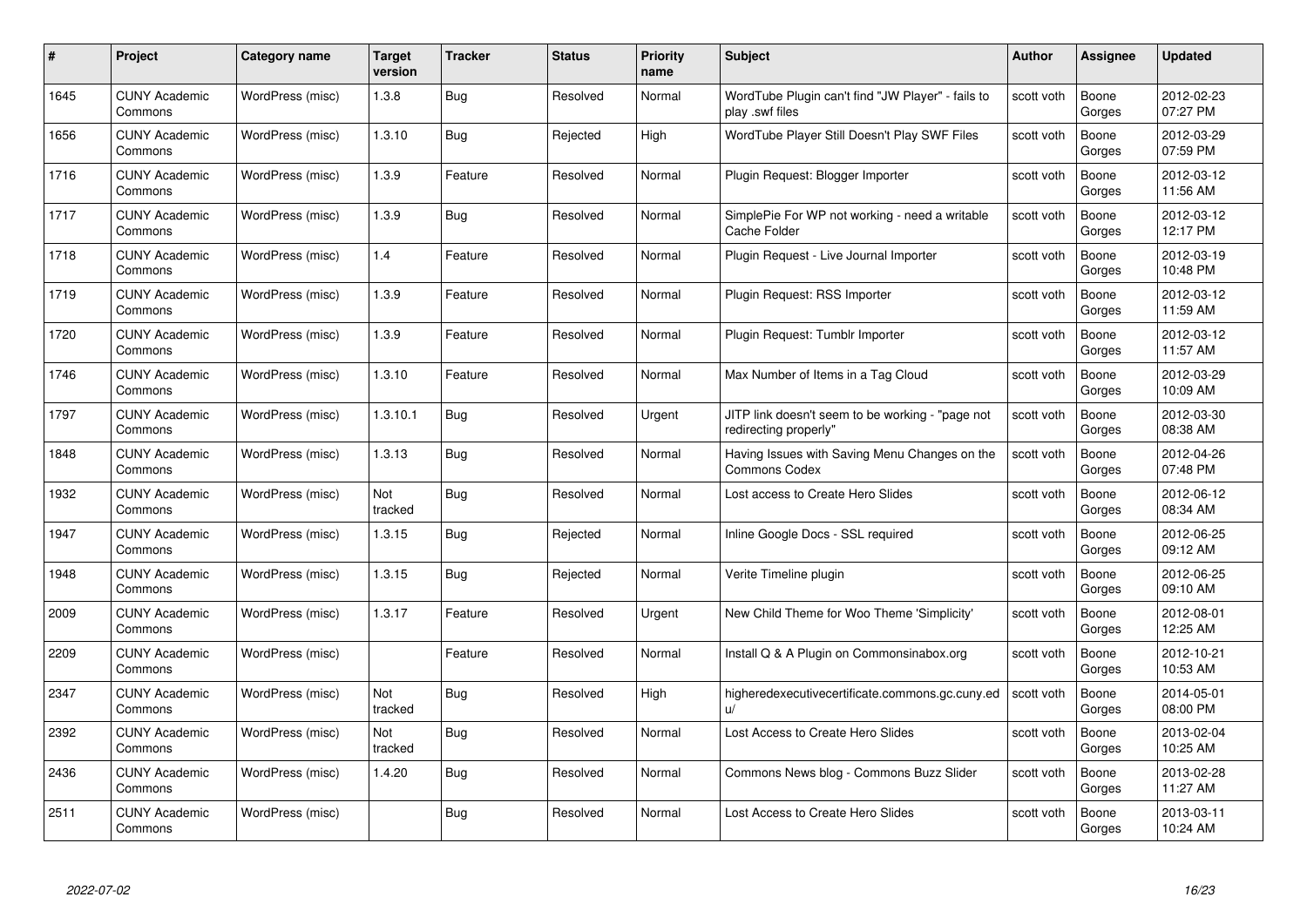| # | Project | Category name | Target version | Tracker | Status | Priority name | Subject | Author | Assignee | Updated |
|---|---|---|---|---|---|---|---|---|---|---|
| 1645 | CUNY Academic Commons | WordPress (misc) | 1.3.8 | Bug | Resolved | Normal | WordTube Plugin can't find "JW Player" - fails to play .swf files | scott voth | Boone Gorges | 2012-02-23 07:27 PM |
| 1656 | CUNY Academic Commons | WordPress (misc) | 1.3.10 | Bug | Rejected | High | WordTube Player Still Doesn't Play SWF Files | scott voth | Boone Gorges | 2012-03-29 07:59 PM |
| 1716 | CUNY Academic Commons | WordPress (misc) | 1.3.9 | Feature | Resolved | Normal | Plugin Request: Blogger Importer | scott voth | Boone Gorges | 2012-03-12 11:56 AM |
| 1717 | CUNY Academic Commons | WordPress (misc) | 1.3.9 | Bug | Resolved | Normal | SimplePie For WP not working - need a writable Cache Folder | scott voth | Boone Gorges | 2012-03-12 12:17 PM |
| 1718 | CUNY Academic Commons | WordPress (misc) | 1.4 | Feature | Resolved | Normal | Plugin Request - Live Journal Importer | scott voth | Boone Gorges | 2012-03-19 10:48 PM |
| 1719 | CUNY Academic Commons | WordPress (misc) | 1.3.9 | Feature | Resolved | Normal | Plugin Request: RSS Importer | scott voth | Boone Gorges | 2012-03-12 11:59 AM |
| 1720 | CUNY Academic Commons | WordPress (misc) | 1.3.9 | Feature | Resolved | Normal | Plugin Request: Tumblr Importer | scott voth | Boone Gorges | 2012-03-12 11:57 AM |
| 1746 | CUNY Academic Commons | WordPress (misc) | 1.3.10 | Feature | Resolved | Normal | Max Number of Items in a Tag Cloud | scott voth | Boone Gorges | 2012-03-29 10:09 AM |
| 1797 | CUNY Academic Commons | WordPress (misc) | 1.3.10.1 | Bug | Resolved | Urgent | JITP link doesn't seem to be working - "page not redirecting properly" | scott voth | Boone Gorges | 2012-03-30 08:38 AM |
| 1848 | CUNY Academic Commons | WordPress (misc) | 1.3.13 | Bug | Resolved | Normal | Having Issues with Saving Menu Changes on the Commons Codex | scott voth | Boone Gorges | 2012-04-26 07:48 PM |
| 1932 | CUNY Academic Commons | WordPress (misc) | Not tracked | Bug | Resolved | Normal | Lost access to Create Hero Slides | scott voth | Boone Gorges | 2012-06-12 08:34 AM |
| 1947 | CUNY Academic Commons | WordPress (misc) | 1.3.15 | Bug | Rejected | Normal | Inline Google Docs - SSL required | scott voth | Boone Gorges | 2012-06-25 09:12 AM |
| 1948 | CUNY Academic Commons | WordPress (misc) | 1.3.15 | Bug | Rejected | Normal | Verite Timeline plugin | scott voth | Boone Gorges | 2012-06-25 09:10 AM |
| 2009 | CUNY Academic Commons | WordPress (misc) | 1.3.17 | Feature | Resolved | Urgent | New Child Theme for Woo Theme 'Simplicity' | scott voth | Boone Gorges | 2012-08-01 12:25 AM |
| 2209 | CUNY Academic Commons | WordPress (misc) | | Feature | Resolved | Normal | Install Q & A Plugin on Commonsinabox.org | scott voth | Boone Gorges | 2012-10-21 10:53 AM |
| 2347 | CUNY Academic Commons | WordPress (misc) | Not tracked | Bug | Resolved | High | higheredexecutivecertificate.commons.gc.cuny.edu/ | scott voth | Boone Gorges | 2014-05-01 08:00 PM |
| 2392 | CUNY Academic Commons | WordPress (misc) | Not tracked | Bug | Resolved | Normal | Lost Access to Create Hero Slides | scott voth | Boone Gorges | 2013-02-04 10:25 AM |
| 2436 | CUNY Academic Commons | WordPress (misc) | 1.4.20 | Bug | Resolved | Normal | Commons News blog - Commons Buzz Slider | scott voth | Boone Gorges | 2013-02-28 11:27 AM |
| 2511 | CUNY Academic Commons | WordPress (misc) | | Bug | Resolved | Normal | Lost Access to Create Hero Slides | scott voth | Boone Gorges | 2013-03-11 10:24 AM |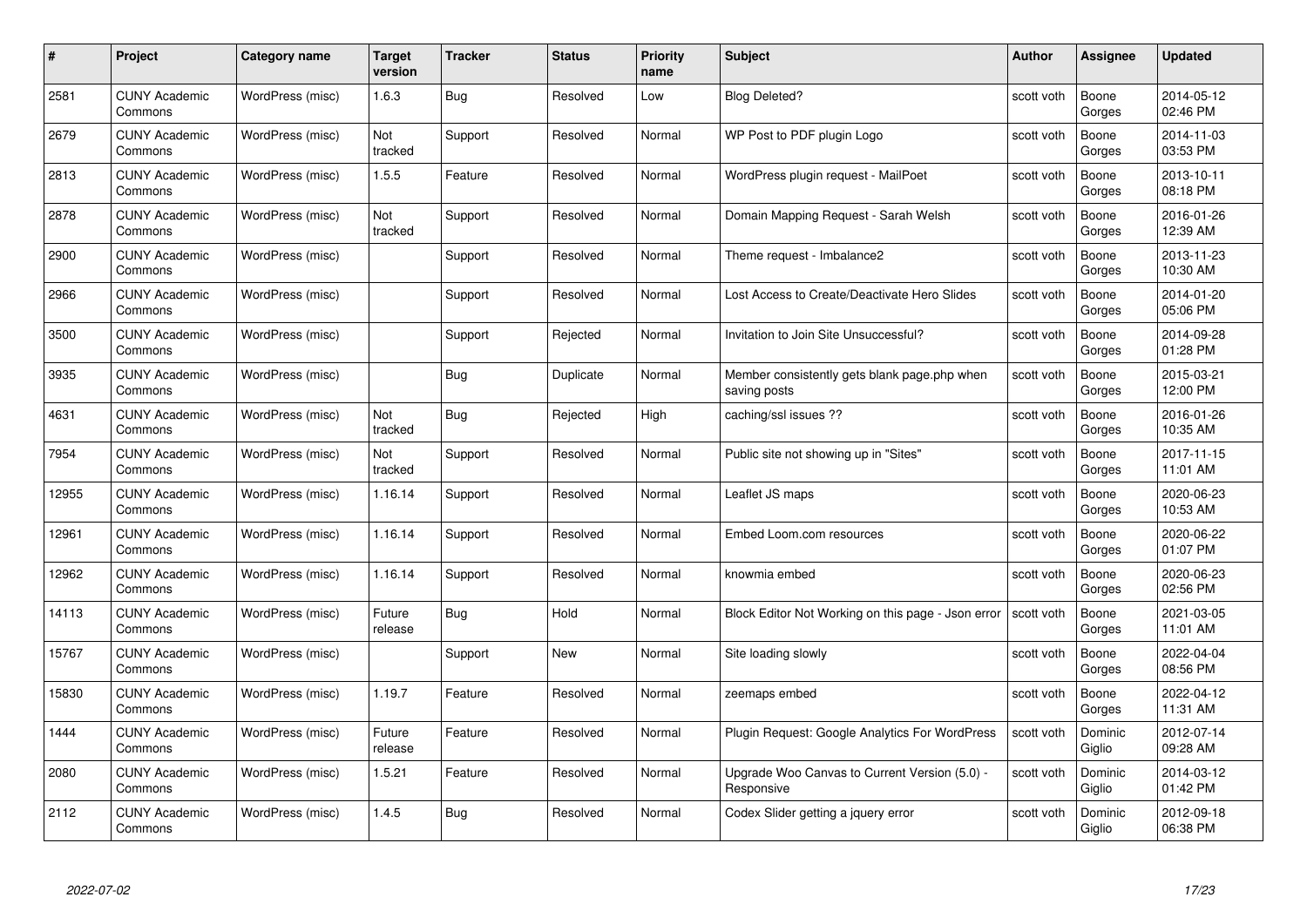| # | Project | Category name | Target version | Tracker | Status | Priority name | Subject | Author | Assignee | Updated |
|---|---|---|---|---|---|---|---|---|---|---|
| 2581 | CUNY Academic Commons | WordPress (misc) | 1.6.3 | Bug | Resolved | Low | Blog Deleted? | scott voth | Boone Gorges | 2014-05-12 02:46 PM |
| 2679 | CUNY Academic Commons | WordPress (misc) | Not tracked | Support | Resolved | Normal | WP Post to PDF plugin Logo | scott voth | Boone Gorges | 2014-11-03 03:53 PM |
| 2813 | CUNY Academic Commons | WordPress (misc) | 1.5.5 | Feature | Resolved | Normal | WordPress plugin request - MailPoet | scott voth | Boone Gorges | 2013-10-11 08:18 PM |
| 2878 | CUNY Academic Commons | WordPress (misc) | Not tracked | Support | Resolved | Normal | Domain Mapping Request - Sarah Welsh | scott voth | Boone Gorges | 2016-01-26 12:39 AM |
| 2900 | CUNY Academic Commons | WordPress (misc) | | Support | Resolved | Normal | Theme request - Imbalance2 | scott voth | Boone Gorges | 2013-11-23 10:30 AM |
| 2966 | CUNY Academic Commons | WordPress (misc) | | Support | Resolved | Normal | Lost Access to Create/Deactivate Hero Slides | scott voth | Boone Gorges | 2014-01-20 05:06 PM |
| 3500 | CUNY Academic Commons | WordPress (misc) | | Support | Rejected | Normal | Invitation to Join Site Unsuccessful? | scott voth | Boone Gorges | 2014-09-28 01:28 PM |
| 3935 | CUNY Academic Commons | WordPress (misc) | | Bug | Duplicate | Normal | Member consistently gets blank page.php when saving posts | scott voth | Boone Gorges | 2015-03-21 12:00 PM |
| 4631 | CUNY Academic Commons | WordPress (misc) | Not tracked | Bug | Rejected | High | caching/ssl issues ?? | scott voth | Boone Gorges | 2016-01-26 10:35 AM |
| 7954 | CUNY Academic Commons | WordPress (misc) | Not tracked | Support | Resolved | Normal | Public site not showing up in "Sites" | scott voth | Boone Gorges | 2017-11-15 11:01 AM |
| 12955 | CUNY Academic Commons | WordPress (misc) | 1.16.14 | Support | Resolved | Normal | Leaflet JS maps | scott voth | Boone Gorges | 2020-06-23 10:53 AM |
| 12961 | CUNY Academic Commons | WordPress (misc) | 1.16.14 | Support | Resolved | Normal | Embed Loom.com resources | scott voth | Boone Gorges | 2020-06-22 01:07 PM |
| 12962 | CUNY Academic Commons | WordPress (misc) | 1.16.14 | Support | Resolved | Normal | knowmia embed | scott voth | Boone Gorges | 2020-06-23 02:56 PM |
| 14113 | CUNY Academic Commons | WordPress (misc) | Future release | Bug | Hold | Normal | Block Editor Not Working on this page - Json error | scott voth | Boone Gorges | 2021-03-05 11:01 AM |
| 15767 | CUNY Academic Commons | WordPress (misc) | | Support | New | Normal | Site loading slowly | scott voth | Boone Gorges | 2022-04-04 08:56 PM |
| 15830 | CUNY Academic Commons | WordPress (misc) | 1.19.7 | Feature | Resolved | Normal | zeemaps embed | scott voth | Boone Gorges | 2022-04-12 11:31 AM |
| 1444 | CUNY Academic Commons | WordPress (misc) | Future release | Feature | Resolved | Normal | Plugin Request: Google Analytics For WordPress | scott voth | Dominic Giglio | 2012-07-14 09:28 AM |
| 2080 | CUNY Academic Commons | WordPress (misc) | 1.5.21 | Feature | Resolved | Normal | Upgrade Woo Canvas to Current Version (5.0) - Responsive | scott voth | Dominic Giglio | 2014-03-12 01:42 PM |
| 2112 | CUNY Academic Commons | WordPress (misc) | 1.4.5 | Bug | Resolved | Normal | Codex Slider getting a jquery error | scott voth | Dominic Giglio | 2012-09-18 06:38 PM |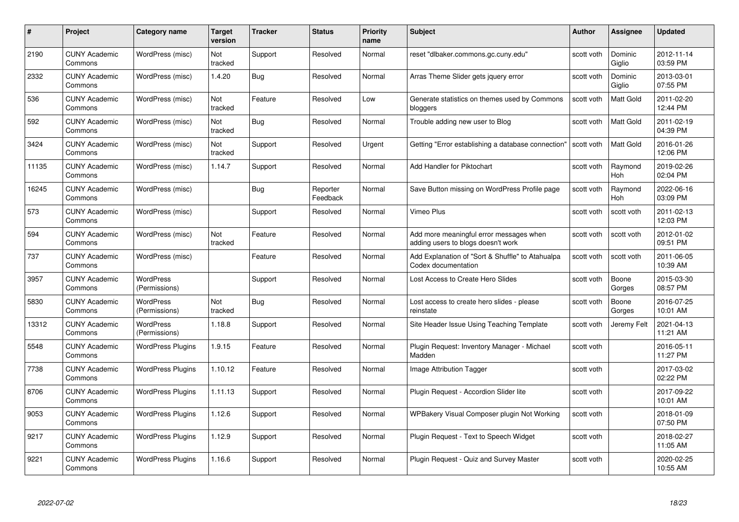| # | Project | Category name | Target version | Tracker | Status | Priority name | Subject | Author | Assignee | Updated |
|---|---|---|---|---|---|---|---|---|---|---|
| 2190 | CUNY Academic Commons | WordPress (misc) | Not tracked | Support | Resolved | Normal | reset "dlbaker.commons.gc.cuny.edu" | scott voth | Dominic Giglio | 2012-11-14 03:59 PM |
| 2332 | CUNY Academic Commons | WordPress (misc) | 1.4.20 | Bug | Resolved | Normal | Arras Theme Slider gets jquery error | scott voth | Dominic Giglio | 2013-03-01 07:55 PM |
| 536 | CUNY Academic Commons | WordPress (misc) | Not tracked | Feature | Resolved | Low | Generate statistics on themes used by Commons bloggers | scott voth | Matt Gold | 2011-02-20 12:44 PM |
| 592 | CUNY Academic Commons | WordPress (misc) | Not tracked | Bug | Resolved | Normal | Trouble adding new user to Blog | scott voth | Matt Gold | 2011-02-19 04:39 PM |
| 3424 | CUNY Academic Commons | WordPress (misc) | Not tracked | Support | Resolved | Urgent | Getting "Error establishing a database connection" | scott voth | Matt Gold | 2016-01-26 12:06 PM |
| 11135 | CUNY Academic Commons | WordPress (misc) | 1.14.7 | Support | Resolved | Normal | Add Handler for Piktochart | scott voth | Raymond Hoh | 2019-02-26 02:04 PM |
| 16245 | CUNY Academic Commons | WordPress (misc) | | Bug | Reporter Feedback | Normal | Save Button missing on WordPress Profile page | scott voth | Raymond Hoh | 2022-06-16 03:09 PM |
| 573 | CUNY Academic Commons | WordPress (misc) | | Support | Resolved | Normal | Vimeo Plus | scott voth | scott voth | 2011-02-13 12:03 PM |
| 594 | CUNY Academic Commons | WordPress (misc) | Not tracked | Feature | Resolved | Normal | Add more meaningful error messages when adding users to blogs doesn't work | scott voth | scott voth | 2012-01-02 09:51 PM |
| 737 | CUNY Academic Commons | WordPress (misc) | | Feature | Resolved | Normal | Add Explanation of "Sort & Shuffle" to Atahualpa Codex documentation | scott voth | scott voth | 2011-06-05 10:39 AM |
| 3957 | CUNY Academic Commons | WordPress (Permissions) | | Support | Resolved | Normal | Lost Access to Create Hero Slides | scott voth | Boone Gorges | 2015-03-30 08:57 PM |
| 5830 | CUNY Academic Commons | WordPress (Permissions) | Not tracked | Bug | Resolved | Normal | Lost access to create hero slides - please reinstate | scott voth | Boone Gorges | 2016-07-25 10:01 AM |
| 13312 | CUNY Academic Commons | WordPress (Permissions) | 1.18.8 | Support | Resolved | Normal | Site Header Issue Using Teaching Template | scott voth | Jeremy Felt | 2021-04-13 11:21 AM |
| 5548 | CUNY Academic Commons | WordPress Plugins | 1.9.15 | Feature | Resolved | Normal | Plugin Request: Inventory Manager - Michael Madden | scott voth | | 2016-05-11 11:27 PM |
| 7738 | CUNY Academic Commons | WordPress Plugins | 1.10.12 | Feature | Resolved | Normal | Image Attribution Tagger | scott voth | | 2017-03-02 02:22 PM |
| 8706 | CUNY Academic Commons | WordPress Plugins | 1.11.13 | Support | Resolved | Normal | Plugin Request - Accordion Slider lite | scott voth | | 2017-09-22 10:01 AM |
| 9053 | CUNY Academic Commons | WordPress Plugins | 1.12.6 | Support | Resolved | Normal | WPBakery Visual Composer plugin Not Working | scott voth | | 2018-01-09 07:50 PM |
| 9217 | CUNY Academic Commons | WordPress Plugins | 1.12.9 | Support | Resolved | Normal | Plugin Request - Text to Speech Widget | scott voth | | 2018-02-27 11:05 AM |
| 9221 | CUNY Academic Commons | WordPress Plugins | 1.16.6 | Support | Resolved | Normal | Plugin Request - Quiz and Survey Master | scott voth | | 2020-02-25 10:55 AM |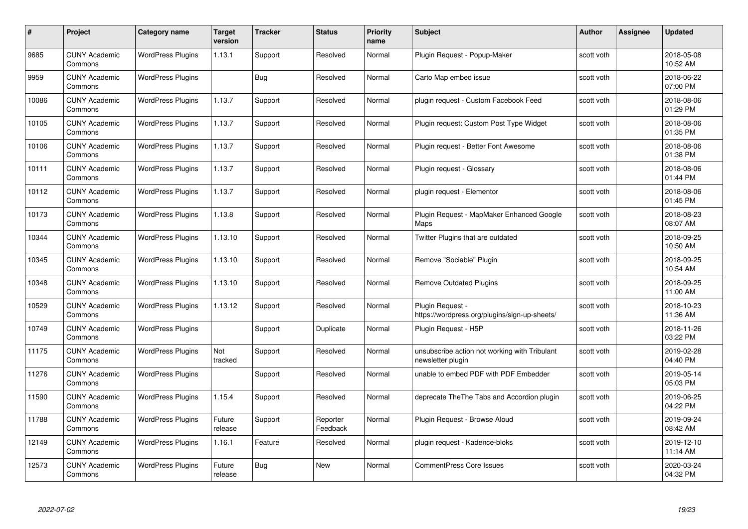| # | Project | Category name | Target version | Tracker | Status | Priority name | Subject | Author | Assignee | Updated |
|---|---|---|---|---|---|---|---|---|---|---|
| 9685 | CUNY Academic Commons | WordPress Plugins | 1.13.1 | Support | Resolved | Normal | Plugin Request - Popup-Maker | scott voth | | 2018-05-08 10:52 AM |
| 9959 | CUNY Academic Commons | WordPress Plugins | | Bug | Resolved | Normal | Carto Map embed issue | scott voth | | 2018-06-22 07:00 PM |
| 10086 | CUNY Academic Commons | WordPress Plugins | 1.13.7 | Support | Resolved | Normal | plugin request - Custom Facebook Feed | scott voth | | 2018-08-06 01:29 PM |
| 10105 | CUNY Academic Commons | WordPress Plugins | 1.13.7 | Support | Resolved | Normal | Plugin request: Custom Post Type Widget | scott voth | | 2018-08-06 01:35 PM |
| 10106 | CUNY Academic Commons | WordPress Plugins | 1.13.7 | Support | Resolved | Normal | Plugin request - Better Font Awesome | scott voth | | 2018-08-06 01:38 PM |
| 10111 | CUNY Academic Commons | WordPress Plugins | 1.13.7 | Support | Resolved | Normal | Plugin request - Glossary | scott voth | | 2018-08-06 01:44 PM |
| 10112 | CUNY Academic Commons | WordPress Plugins | 1.13.7 | Support | Resolved | Normal | plugin request - Elementor | scott voth | | 2018-08-06 01:45 PM |
| 10173 | CUNY Academic Commons | WordPress Plugins | 1.13.8 | Support | Resolved | Normal | Plugin Request - MapMaker Enhanced Google Maps | scott voth | | 2018-08-23 08:07 AM |
| 10344 | CUNY Academic Commons | WordPress Plugins | 1.13.10 | Support | Resolved | Normal | Twitter Plugins that are outdated | scott voth | | 2018-09-25 10:50 AM |
| 10345 | CUNY Academic Commons | WordPress Plugins | 1.13.10 | Support | Resolved | Normal | Remove "Sociable" Plugin | scott voth | | 2018-09-25 10:54 AM |
| 10348 | CUNY Academic Commons | WordPress Plugins | 1.13.10 | Support | Resolved | Normal | Remove Outdated Plugins | scott voth | | 2018-09-25 11:00 AM |
| 10529 | CUNY Academic Commons | WordPress Plugins | 1.13.12 | Support | Resolved | Normal | Plugin Request - https://wordpress.org/plugins/sign-up-sheets/ | scott voth | | 2018-10-23 11:36 AM |
| 10749 | CUNY Academic Commons | WordPress Plugins | | Support | Duplicate | Normal | Plugin Request - H5P | scott voth | | 2018-11-26 03:22 PM |
| 11175 | CUNY Academic Commons | WordPress Plugins | Not tracked | Support | Resolved | Normal | unsubscribe action not working with Tribulant newsletter plugin | scott voth | | 2019-02-28 04:40 PM |
| 11276 | CUNY Academic Commons | WordPress Plugins | | Support | Resolved | Normal | unable to embed PDF with PDF Embedder | scott voth | | 2019-05-14 05:03 PM |
| 11590 | CUNY Academic Commons | WordPress Plugins | 1.15.4 | Support | Resolved | Normal | deprecate TheThe Tabs and Accordion plugin | scott voth | | 2019-06-25 04:22 PM |
| 11788 | CUNY Academic Commons | WordPress Plugins | Future release | Support | Reporter Feedback | Normal | Plugin Request - Browse Aloud | scott voth | | 2019-09-24 08:42 AM |
| 12149 | CUNY Academic Commons | WordPress Plugins | 1.16.1 | Feature | Resolved | Normal | plugin request - Kadence-bloks | scott voth | | 2019-12-10 11:14 AM |
| 12573 | CUNY Academic Commons | WordPress Plugins | Future release | Bug | New | Normal | CommentPress Core Issues | scott voth | | 2020-03-24 04:32 PM |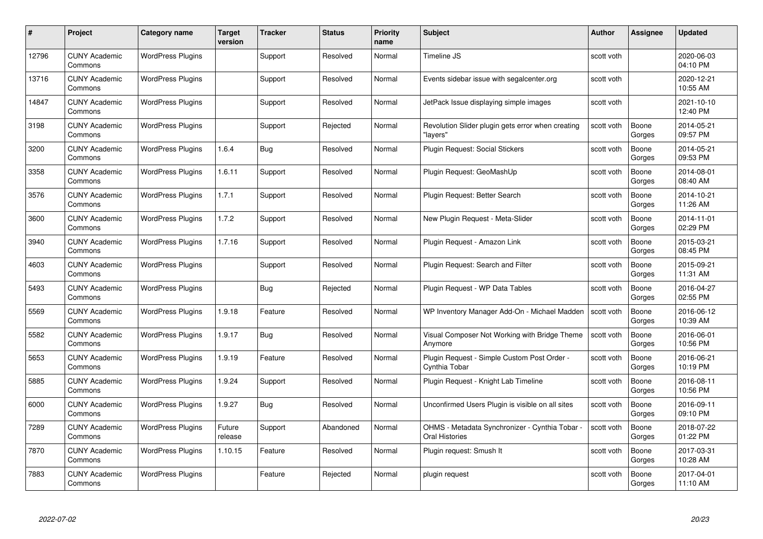| # | Project | Category name | Target version | Tracker | Status | Priority name | Subject | Author | Assignee | Updated |
|---|---|---|---|---|---|---|---|---|---|---|
| 12796 | CUNY Academic Commons | WordPress Plugins | | Support | Resolved | Normal | Timeline JS | scott voth | | 2020-06-03 04:10 PM |
| 13716 | CUNY Academic Commons | WordPress Plugins | | Support | Resolved | Normal | Events sidebar issue with segalcenter.org | scott voth | | 2020-12-21 10:55 AM |
| 14847 | CUNY Academic Commons | WordPress Plugins | | Support | Resolved | Normal | JetPack Issue displaying simple images | scott voth | | 2021-10-10 12:40 PM |
| 3198 | CUNY Academic Commons | WordPress Plugins | | Support | Rejected | Normal | Revolution Slider plugin gets error when creating "layers" | scott voth | Boone Gorges | 2014-05-21 09:57 PM |
| 3200 | CUNY Academic Commons | WordPress Plugins | 1.6.4 | Bug | Resolved | Normal | Plugin Request: Social Stickers | scott voth | Boone Gorges | 2014-05-21 09:53 PM |
| 3358 | CUNY Academic Commons | WordPress Plugins | 1.6.11 | Support | Resolved | Normal | Plugin Request: GeoMashUp | scott voth | Boone Gorges | 2014-08-01 08:40 AM |
| 3576 | CUNY Academic Commons | WordPress Plugins | 1.7.1 | Support | Resolved | Normal | Plugin Request: Better Search | scott voth | Boone Gorges | 2014-10-21 11:26 AM |
| 3600 | CUNY Academic Commons | WordPress Plugins | 1.7.2 | Support | Resolved | Normal | New Plugin Request - Meta-Slider | scott voth | Boone Gorges | 2014-11-01 02:29 PM |
| 3940 | CUNY Academic Commons | WordPress Plugins | 1.7.16 | Support | Resolved | Normal | Plugin Request - Amazon Link | scott voth | Boone Gorges | 2015-03-21 08:45 PM |
| 4603 | CUNY Academic Commons | WordPress Plugins | | Support | Resolved | Normal | Plugin Request: Search and Filter | scott voth | Boone Gorges | 2015-09-21 11:31 AM |
| 5493 | CUNY Academic Commons | WordPress Plugins | | Bug | Rejected | Normal | Plugin Request - WP Data Tables | scott voth | Boone Gorges | 2016-04-27 02:55 PM |
| 5569 | CUNY Academic Commons | WordPress Plugins | 1.9.18 | Feature | Resolved | Normal | WP Inventory Manager Add-On - Michael Madden | scott voth | Boone Gorges | 2016-06-12 10:39 AM |
| 5582 | CUNY Academic Commons | WordPress Plugins | 1.9.17 | Bug | Resolved | Normal | Visual Composer Not Working with Bridge Theme Anymore | scott voth | Boone Gorges | 2016-06-01 10:56 PM |
| 5653 | CUNY Academic Commons | WordPress Plugins | 1.9.19 | Feature | Resolved | Normal | Plugin Request - Simple Custom Post Order - Cynthia Tobar | scott voth | Boone Gorges | 2016-06-21 10:19 PM |
| 5885 | CUNY Academic Commons | WordPress Plugins | 1.9.24 | Support | Resolved | Normal | Plugin Request - Knight Lab Timeline | scott voth | Boone Gorges | 2016-08-11 10:56 PM |
| 6000 | CUNY Academic Commons | WordPress Plugins | 1.9.27 | Bug | Resolved | Normal | Unconfirmed Users Plugin is visible on all sites | scott voth | Boone Gorges | 2016-09-11 09:10 PM |
| 7289 | CUNY Academic Commons | WordPress Plugins | Future release | Support | Abandoned | Normal | OHMS - Metadata Synchronizer - Cynthia Tobar - Oral Histories | scott voth | Boone Gorges | 2018-07-22 01:22 PM |
| 7870 | CUNY Academic Commons | WordPress Plugins | 1.10.15 | Feature | Resolved | Normal | Plugin request: Smush It | scott voth | Boone Gorges | 2017-03-31 10:28 AM |
| 7883 | CUNY Academic Commons | WordPress Plugins | | Feature | Rejected | Normal | plugin request | scott voth | Boone Gorges | 2017-04-01 11:10 AM |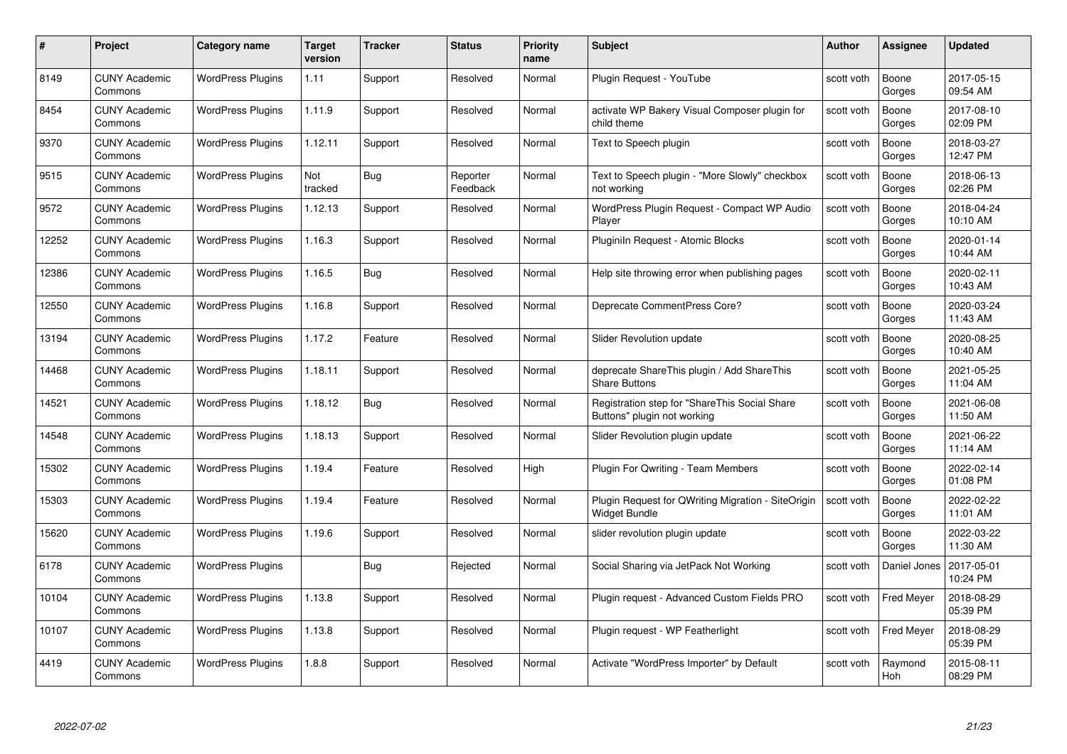| # | Project | Category name | Target version | Tracker | Status | Priority name | Subject | Author | Assignee | Updated |
|---|---|---|---|---|---|---|---|---|---|---|
| 8149 | CUNY Academic Commons | WordPress Plugins | 1.11 | Support | Resolved | Normal | Plugin Request - YouTube | scott voth | Boone Gorges | 2017-05-15 09:54 AM |
| 8454 | CUNY Academic Commons | WordPress Plugins | 1.11.9 | Support | Resolved | Normal | activate WP Bakery Visual Composer plugin for child theme | scott voth | Boone Gorges | 2017-08-10 02:09 PM |
| 9370 | CUNY Academic Commons | WordPress Plugins | 1.12.11 | Support | Resolved | Normal | Text to Speech plugin | scott voth | Boone Gorges | 2018-03-27 12:47 PM |
| 9515 | CUNY Academic Commons | WordPress Plugins | Not tracked | Bug | Reporter Feedback | Normal | Text to Speech plugin - "More Slowly" checkbox not working | scott voth | Boone Gorges | 2018-06-13 02:26 PM |
| 9572 | CUNY Academic Commons | WordPress Plugins | 1.12.13 | Support | Resolved | Normal | WordPress Plugin Request - Compact WP Audio Player | scott voth | Boone Gorges | 2018-04-24 10:10 AM |
| 12252 | CUNY Academic Commons | WordPress Plugins | 1.16.3 | Support | Resolved | Normal | Pluginln Request - Atomic Blocks | scott voth | Boone Gorges | 2020-01-14 10:44 AM |
| 12386 | CUNY Academic Commons | WordPress Plugins | 1.16.5 | Bug | Resolved | Normal | Help site throwing error when publishing pages | scott voth | Boone Gorges | 2020-02-11 10:43 AM |
| 12550 | CUNY Academic Commons | WordPress Plugins | 1.16.8 | Support | Resolved | Normal | Deprecate CommentPress Core? | scott voth | Boone Gorges | 2020-03-24 11:43 AM |
| 13194 | CUNY Academic Commons | WordPress Plugins | 1.17.2 | Feature | Resolved | Normal | Slider Revolution update | scott voth | Boone Gorges | 2020-08-25 10:40 AM |
| 14468 | CUNY Academic Commons | WordPress Plugins | 1.18.11 | Support | Resolved | Normal | deprecate ShareThis plugin / Add ShareThis Share Buttons | scott voth | Boone Gorges | 2021-05-25 11:04 AM |
| 14521 | CUNY Academic Commons | WordPress Plugins | 1.18.12 | Bug | Resolved | Normal | Registration step for "ShareThis Social Share Buttons" plugin not working | scott voth | Boone Gorges | 2021-06-08 11:50 AM |
| 14548 | CUNY Academic Commons | WordPress Plugins | 1.18.13 | Support | Resolved | Normal | Slider Revolution plugin update | scott voth | Boone Gorges | 2021-06-22 11:14 AM |
| 15302 | CUNY Academic Commons | WordPress Plugins | 1.19.4 | Feature | Resolved | High | Plugin For Qwriting - Team Members | scott voth | Boone Gorges | 2022-02-14 01:08 PM |
| 15303 | CUNY Academic Commons | WordPress Plugins | 1.19.4 | Feature | Resolved | Normal | Plugin Request for QWriting Migration - SiteOrigin Widget Bundle | scott voth | Boone Gorges | 2022-02-22 11:01 AM |
| 15620 | CUNY Academic Commons | WordPress Plugins | 1.19.6 | Support | Resolved | Normal | slider revolution plugin update | scott voth | Boone Gorges | 2022-03-22 11:30 AM |
| 6178 | CUNY Academic Commons | WordPress Plugins | | Bug | Rejected | Normal | Social Sharing via JetPack Not Working | scott voth | Daniel Jones | 2017-05-01 10:24 PM |
| 10104 | CUNY Academic Commons | WordPress Plugins | 1.13.8 | Support | Resolved | Normal | Plugin request - Advanced Custom Fields PRO | scott voth | Fred Meyer | 2018-08-29 05:39 PM |
| 10107 | CUNY Academic Commons | WordPress Plugins | 1.13.8 | Support | Resolved | Normal | Plugin request - WP Featherlight | scott voth | Fred Meyer | 2018-08-29 05:39 PM |
| 4419 | CUNY Academic Commons | WordPress Plugins | 1.8.8 | Support | Resolved | Normal | Activate "WordPress Importer" by Default | scott voth | Raymond Hoh | 2015-08-11 08:29 PM |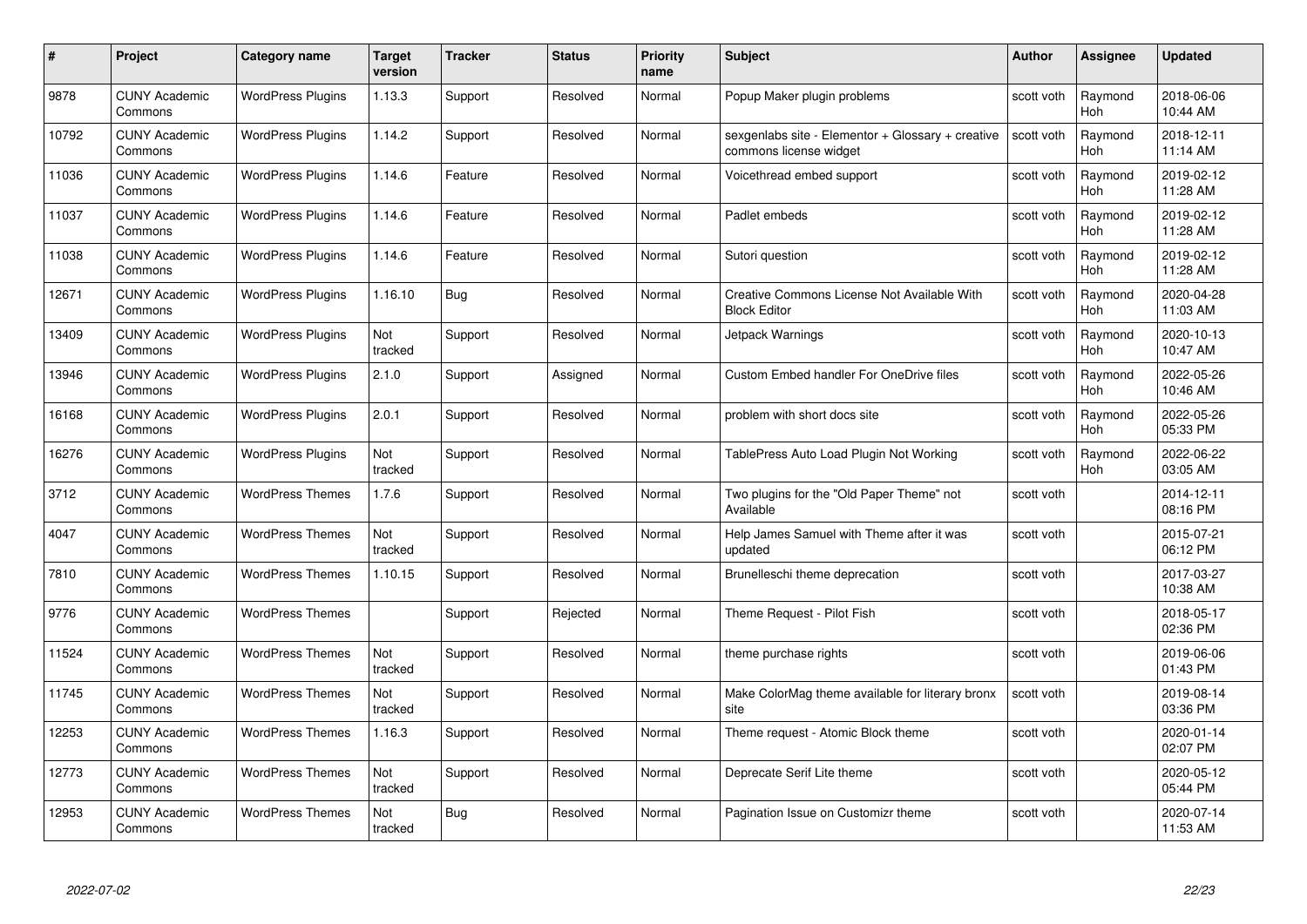| # | Project | Category name | Target version | Tracker | Status | Priority name | Subject | Author | Assignee | Updated |
|---|---|---|---|---|---|---|---|---|---|---|
| 9878 | CUNY Academic Commons | WordPress Plugins | 1.13.3 | Support | Resolved | Normal | Popup Maker plugin problems | scott voth | Raymond Hoh | 2018-06-06 10:44 AM |
| 10792 | CUNY Academic Commons | WordPress Plugins | 1.14.2 | Support | Resolved | Normal | sexgenlabs site - Elementor + Glossary + creative commons license widget | scott voth | Raymond Hoh | 2018-12-11 11:14 AM |
| 11036 | CUNY Academic Commons | WordPress Plugins | 1.14.6 | Feature | Resolved | Normal | Voicethread embed support | scott voth | Raymond Hoh | 2019-02-12 11:28 AM |
| 11037 | CUNY Academic Commons | WordPress Plugins | 1.14.6 | Feature | Resolved | Normal | Padlet embeds | scott voth | Raymond Hoh | 2019-02-12 11:28 AM |
| 11038 | CUNY Academic Commons | WordPress Plugins | 1.14.6 | Feature | Resolved | Normal | Sutori question | scott voth | Raymond Hoh | 2019-02-12 11:28 AM |
| 12671 | CUNY Academic Commons | WordPress Plugins | 1.16.10 | Bug | Resolved | Normal | Creative Commons License Not Available With Block Editor | scott voth | Raymond Hoh | 2020-04-28 11:03 AM |
| 13409 | CUNY Academic Commons | WordPress Plugins | Not tracked | Support | Resolved | Normal | Jetpack Warnings | scott voth | Raymond Hoh | 2020-10-13 10:47 AM |
| 13946 | CUNY Academic Commons | WordPress Plugins | 2.1.0 | Support | Assigned | Normal | Custom Embed handler For OneDrive files | scott voth | Raymond Hoh | 2022-05-26 10:46 AM |
| 16168 | CUNY Academic Commons | WordPress Plugins | 2.0.1 | Support | Resolved | Normal | problem with short docs site | scott voth | Raymond Hoh | 2022-05-26 05:33 PM |
| 16276 | CUNY Academic Commons | WordPress Plugins | Not tracked | Support | Resolved | Normal | TablePress Auto Load Plugin Not Working | scott voth | Raymond Hoh | 2022-06-22 03:05 AM |
| 3712 | CUNY Academic Commons | WordPress Themes | 1.7.6 | Support | Resolved | Normal | Two plugins for the "Old Paper Theme" not Available | scott voth | | 2014-12-11 08:16 PM |
| 4047 | CUNY Academic Commons | WordPress Themes | Not tracked | Support | Resolved | Normal | Help James Samuel with Theme after it was updated | scott voth | | 2015-07-21 06:12 PM |
| 7810 | CUNY Academic Commons | WordPress Themes | 1.10.15 | Support | Resolved | Normal | Brunelleschi theme deprecation | scott voth | | 2017-03-27 10:38 AM |
| 9776 | CUNY Academic Commons | WordPress Themes | | Support | Rejected | Normal | Theme Request - Pilot Fish | scott voth | | 2018-05-17 02:36 PM |
| 11524 | CUNY Academic Commons | WordPress Themes | Not tracked | Support | Resolved | Normal | theme purchase rights | scott voth | | 2019-06-06 01:43 PM |
| 11745 | CUNY Academic Commons | WordPress Themes | Not tracked | Support | Resolved | Normal | Make ColorMag theme available for literary bronx site | scott voth | | 2019-08-14 03:36 PM |
| 12253 | CUNY Academic Commons | WordPress Themes | 1.16.3 | Support | Resolved | Normal | Theme request - Atomic Block theme | scott voth | | 2020-01-14 02:07 PM |
| 12773 | CUNY Academic Commons | WordPress Themes | Not tracked | Support | Resolved | Normal | Deprecate Serif Lite theme | scott voth | | 2020-05-12 05:44 PM |
| 12953 | CUNY Academic Commons | WordPress Themes | Not tracked | Bug | Resolved | Normal | Pagination Issue on Customizr theme | scott voth | | 2020-07-14 11:53 AM |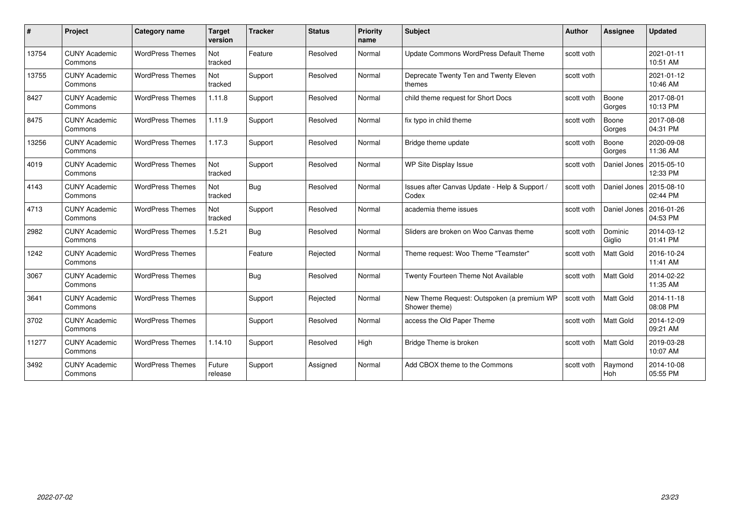| # | Project | Category name | Target version | Tracker | Status | Priority name | Subject | Author | Assignee | Updated |
|---|---|---|---|---|---|---|---|---|---|---|
| 13754 | CUNY Academic Commons | WordPress Themes | Not tracked | Feature | Resolved | Normal | Update Commons WordPress Default Theme | scott voth | | 2021-01-11 10:51 AM |
| 13755 | CUNY Academic Commons | WordPress Themes | Not tracked | Support | Resolved | Normal | Deprecate Twenty Ten and Twenty Eleven themes | scott voth | | 2021-01-12 10:46 AM |
| 8427 | CUNY Academic Commons | WordPress Themes | 1.11.8 | Support | Resolved | Normal | child theme request for Short Docs | scott voth | Boone Gorges | 2017-08-01 10:13 PM |
| 8475 | CUNY Academic Commons | WordPress Themes | 1.11.9 | Support | Resolved | Normal | fix typo in child theme | scott voth | Boone Gorges | 2017-08-08 04:31 PM |
| 13256 | CUNY Academic Commons | WordPress Themes | 1.17.3 | Support | Resolved | Normal | Bridge theme update | scott voth | Boone Gorges | 2020-09-08 11:36 AM |
| 4019 | CUNY Academic Commons | WordPress Themes | Not tracked | Support | Resolved | Normal | WP Site Display Issue | scott voth | Daniel Jones | 2015-05-10 12:33 PM |
| 4143 | CUNY Academic Commons | WordPress Themes | Not tracked | Bug | Resolved | Normal | Issues after Canvas Update - Help & Support / Codex | scott voth | Daniel Jones | 2015-08-10 02:44 PM |
| 4713 | CUNY Academic Commons | WordPress Themes | Not tracked | Support | Resolved | Normal | academia theme issues | scott voth | Daniel Jones | 2016-01-26 04:53 PM |
| 2982 | CUNY Academic Commons | WordPress Themes | 1.5.21 | Bug | Resolved | Normal | Sliders are broken on Woo Canvas theme | scott voth | Dominic Giglio | 2014-03-12 01:41 PM |
| 1242 | CUNY Academic Commons | WordPress Themes | | Feature | Rejected | Normal | Theme request: Woo Theme "Teamster" | scott voth | Matt Gold | 2016-10-24 11:41 AM |
| 3067 | CUNY Academic Commons | WordPress Themes | | Bug | Resolved | Normal | Twenty Fourteen Theme Not Available | scott voth | Matt Gold | 2014-02-22 11:35 AM |
| 3641 | CUNY Academic Commons | WordPress Themes | | Support | Rejected | Normal | New Theme Request: Outspoken (a premium WP Shower theme) | scott voth | Matt Gold | 2014-11-18 08:08 PM |
| 3702 | CUNY Academic Commons | WordPress Themes | | Support | Resolved | Normal | access the Old Paper Theme | scott voth | Matt Gold | 2014-12-09 09:21 AM |
| 11277 | CUNY Academic Commons | WordPress Themes | 1.14.10 | Support | Resolved | High | Bridge Theme is broken | scott voth | Matt Gold | 2019-03-28 10:07 AM |
| 3492 | CUNY Academic Commons | WordPress Themes | Future release | Support | Assigned | Normal | Add CBOX theme to the Commons | scott voth | Raymond Hoh | 2014-10-08 05:55 PM |